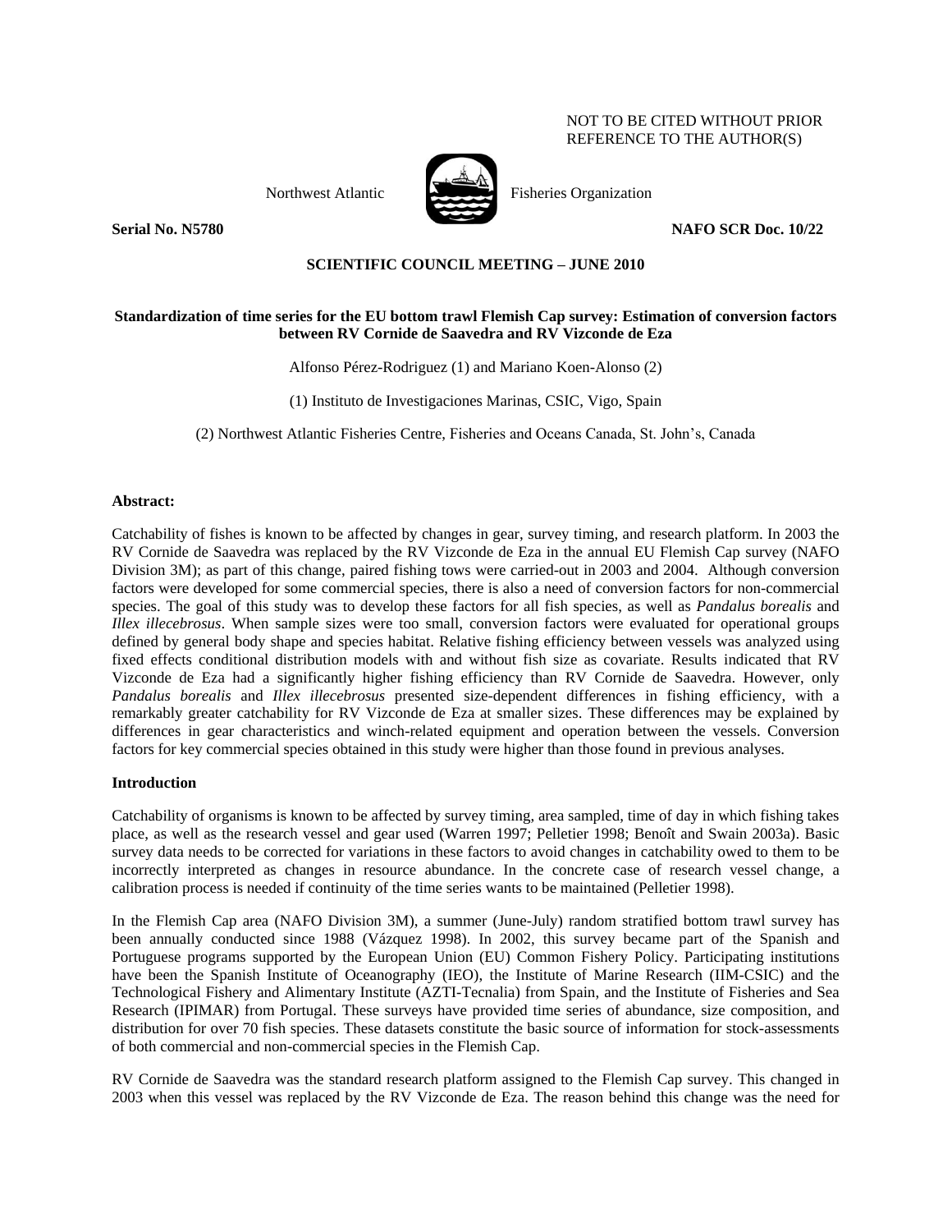NOT TO BE CITED WITHOUT PRIOR REFERENCE TO THE AUTHOR(S)

Northwest Atlantic Fisheries Organization

**Serial No. N5780** **NAFO SCR Doc. 10/22**

**SCIENTIFIC COUNCIL MEETING – JUNE 2010**

**Standardization of time series for the EU bottom trawl Flemish Cap survey: Estimation of conversion factors between RV Cornide de Saavedra and RV Vizconde de Eza**

Alfonso Pérez-Rodriguez (1) and Mariano Koen-Alonso (2)

(1) Instituto de Investigaciones Marinas, CSIC, Vigo, Spain

(2) Northwest Atlantic Fisheries Centre, Fisheries and Oceans Canada, St. John's, Canada

**Abstract:**

Catchability of fishes is known to be affected by changes in gear, survey timing, and research platform. In 2003 the RV Cornide de Saavedra was replaced by the RV Vizconde de Eza in the annual EU Flemish Cap survey (NAFO Division 3M); as part of this change, paired fishing tows were carried-out in 2003 and 2004. Although conversion factors were developed for some commercial species, there is also a need of conversion factors for non-commercial species. The goal of this study was to develop these factors for all fish species, as well as *Pandalus borealis* and *Illex illecebrosus*. When sample sizes were too small, conversion factors were evaluated for operational groups defined by general body shape and species habitat. Relative fishing efficiency between vessels was analyzed using fixed effects conditional distribution models with and without fish size as covariate. Results indicated that RV Vizconde de Eza had a significantly higher fishing efficiency than RV Cornide de Saavedra. However, only *Pandalus borealis* and *Illex illecebrosus* presented size-dependent differences in fishing efficiency, with a remarkably greater catchability for RV Vizconde de Eza at smaller sizes. These differences may be explained by differences in gear characteristics and winch-related equipment and operation between the vessels. Conversion factors for key commercial species obtained in this study were higher than those found in previous analyses.

**Introduction**

Catchability of organisms is known to be affected by survey timing, area sampled, time of day in which fishing takes place, as well as the research vessel and gear used (Warren 1997; Pelletier 1998; Benoît and Swain 2003a). Basic survey data needs to be corrected for variations in these factors to avoid changes in catchability owed to them to be incorrectly interpreted as changes in resource abundance. In the concrete case of research vessel change, a calibration process is needed if continuity of the time series wants to be maintained (Pelletier 1998).

In the Flemish Cap area (NAFO Division 3M), a summer (June-July) random stratified bottom trawl survey has been annually conducted since 1988 (Vázquez 1998). In 2002, this survey became part of the Spanish and Portuguese programs supported by the European Union (EU) Common Fishery Policy. Participating institutions have been the Spanish Institute of Oceanography (IEO), the Institute of Marine Research (IIM-CSIC) and the Technological Fishery and Alimentary Institute (AZTI-Tecnalia) from Spain, and the Institute of Fisheries and Sea Research (IPIMAR) from Portugal. These surveys have provided time series of abundance, size composition, and distribution for over 70 fish species. These datasets constitute the basic source of information for stock-assessments of both commercial and non-commercial species in the Flemish Cap.

RV Cornide de Saavedra was the standard research platform assigned to the Flemish Cap survey. This changed in 2003 when this vessel was replaced by the RV Vizconde de Eza. The reason behind this change was the need for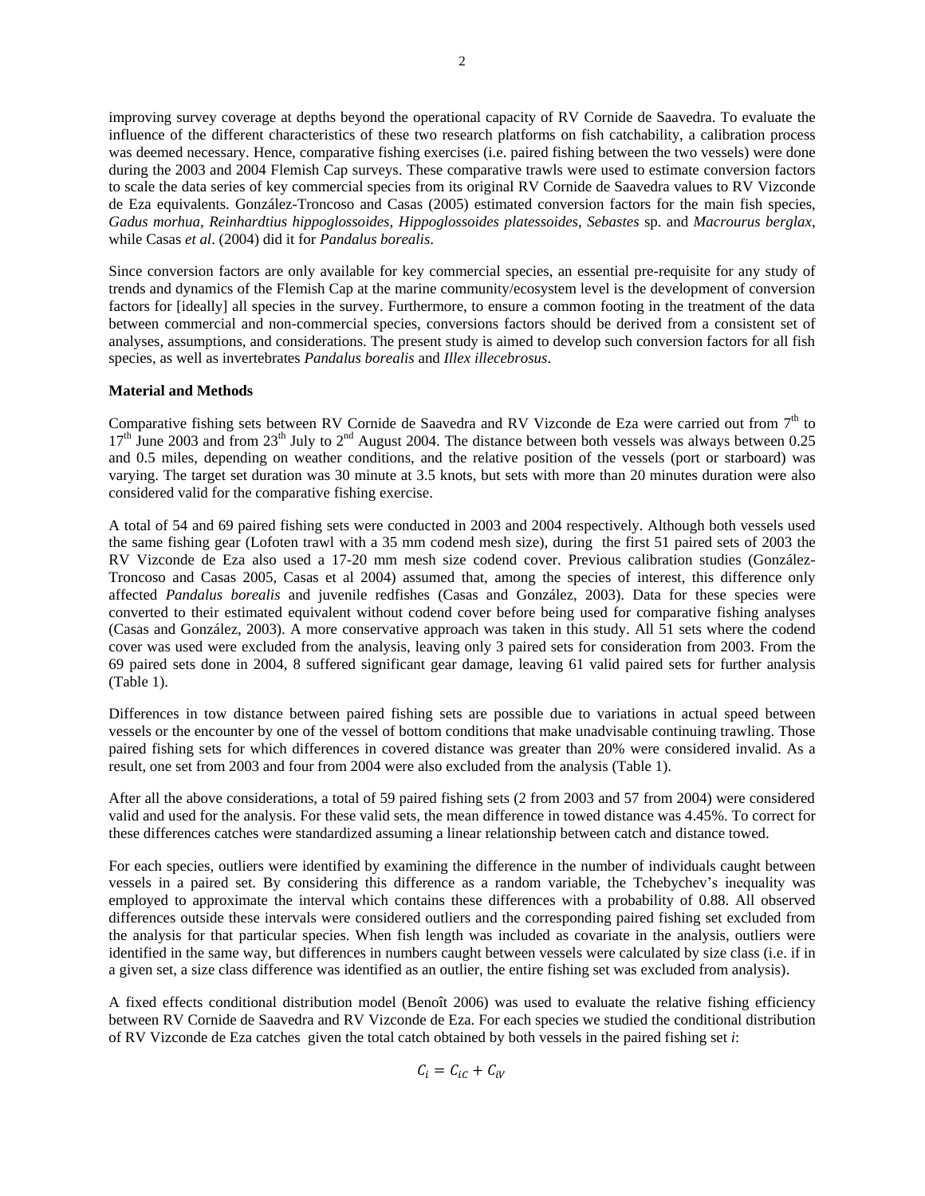improving survey coverage at depths beyond the operational capacity of RV Cornide de Saavedra. To evaluate the influence of the different characteristics of these two research platforms on fish catchability, a calibration process was deemed necessary. Hence, comparative fishing exercises (i.e. paired fishing between the two vessels) were done during the 2003 and 2004 Flemish Cap surveys. These comparative trawls were used to estimate conversion factors to scale the data series of key commercial species from its original RV Cornide de Saavedra values to RV Vizconde de Eza equivalents. González-Troncoso and Casas (2005) estimated conversion factors for the main fish species, *Gadus morhua*, *Reinhardtius hippoglossoides*, *Hippoglossoides platessoides*, *Sebastes* sp. and *Macrourus berglax*, while Casas *et al*. (2004) did it for *Pandalus borealis*.

Since conversion factors are only available for key commercial species, an essential pre-requisite for any study of trends and dynamics of the Flemish Cap at the marine community/ecosystem level is the development of conversion factors for [ideally] all species in the survey. Furthermore, to ensure a common footing in the treatment of the data between commercial and non-commercial species, conversions factors should be derived from a consistent set of analyses, assumptions, and considerations. The present study is aimed to develop such conversion factors for all fish species, as well as invertebrates *Pandalus borealis* and *Illex illecebrosus*.

**Material and Methods**

Comparative fishing sets between RV Cornide de Saavedra and RV Vizconde de Eza were carried out from 7th to 17th June 2003 and from 23th July to 2nd August 2004. The distance between both vessels was always between 0.25 and 0.5 miles, depending on weather conditions, and the relative position of the vessels (port or starboard) was varying. The target set duration was 30 minute at 3.5 knots, but sets with more than 20 minutes duration were also considered valid for the comparative fishing exercise.

A total of 54 and 69 paired fishing sets were conducted in 2003 and 2004 respectively. Although both vessels used the same fishing gear (Lofoten trawl with a 35 mm codend mesh size), during the first 51 paired sets of 2003 the RV Vizconde de Eza also used a 17-20 mm mesh size codend cover. Previous calibration studies (González-Troncoso and Casas 2005, Casas et al 2004) assumed that, among the species of interest, this difference only affected *Pandalus borealis* and juvenile redfishes (Casas and González, 2003). Data for these species were converted to their estimated equivalent without codend cover before being used for comparative fishing analyses (Casas and González, 2003). A more conservative approach was taken in this study. All 51 sets where the codend cover was used were excluded from the analysis, leaving only 3 paired sets for consideration from 2003. From the 69 paired sets done in 2004, 8 suffered significant gear damage, leaving 61 valid paired sets for further analysis (Table 1).

Differences in tow distance between paired fishing sets are possible due to variations in actual speed between vessels or the encounter by one of the vessel of bottom conditions that make unadvisable continuing trawling. Those paired fishing sets for which differences in covered distance was greater than 20% were considered invalid. As a result, one set from 2003 and four from 2004 were also excluded from the analysis (Table 1).

After all the above considerations, a total of 59 paired fishing sets (2 from 2003 and 57 from 2004) were considered valid and used for the analysis. For these valid sets, the mean difference in towed distance was 4.45%. To correct for these differences catches were standardized assuming a linear relationship between catch and distance towed.

For each species, outliers were identified by examining the difference in the number of individuals caught between vessels in a paired set. By considering this difference as a random variable, the Tchebychev's inequality was employed to approximate the interval which contains these differences with a probability of 0.88. All observed differences outside these intervals were considered outliers and the corresponding paired fishing set excluded from the analysis for that particular species. When fish length was included as covariate in the analysis, outliers were identified in the same way, but differences in numbers caught between vessels were calculated by size class (i.e. if in a given set, a size class difference was identified as an outlier, the entire fishing set was excluded from analysis).

A fixed effects conditional distribution model (Benoît 2006) was used to evaluate the relative fishing efficiency between RV Cornide de Saavedra and RV Vizconde de Eza. For each species we studied the conditional distribution of RV Vizconde de Eza catches given the total catch obtained by both vessels in the paired fishing set *i*:

$$C_i = C_{iC} + C_{iV}$$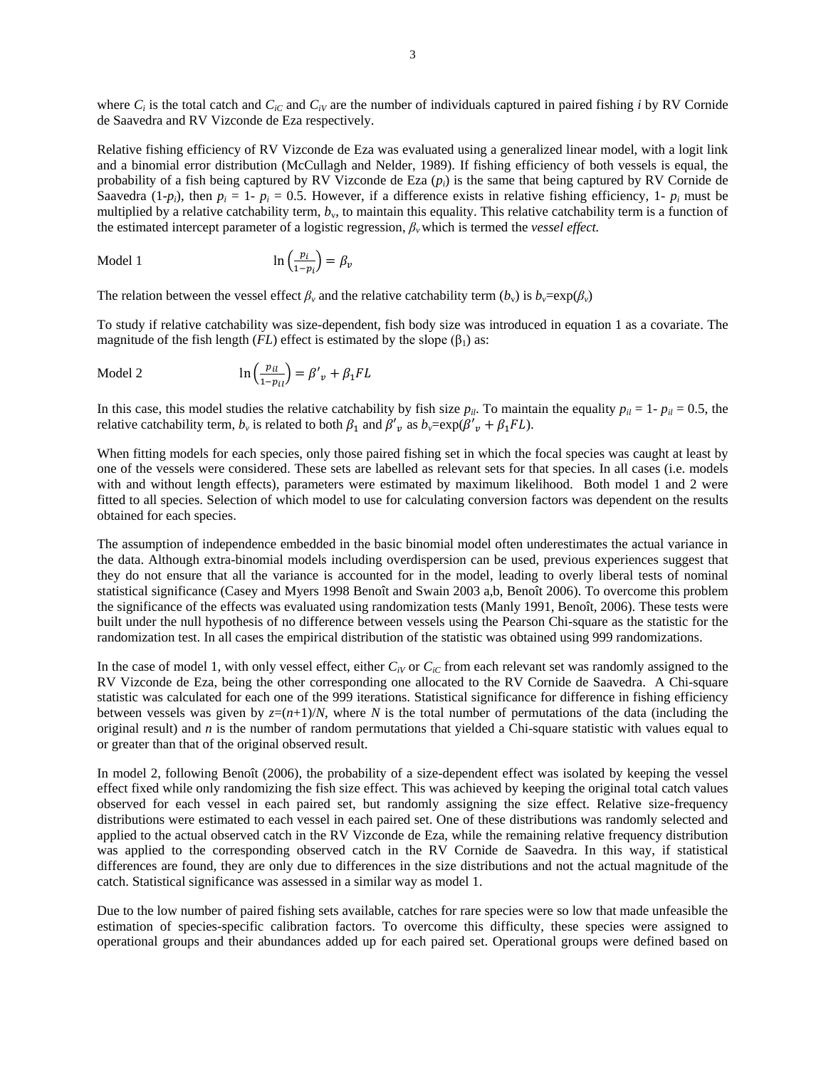where $C_i$ is the total catch and $C_{iC}$ and $C_{iV}$ are the number of individuals captured in paired fishing $i$ by RV Cornide de Saavedra and RV Vizconde de Eza respectively.

Relative fishing efficiency of RV Vizconde de Eza was evaluated using a generalized linear model, with a logit link and a binomial error distribution (McCullagh and Nelder, 1989). If fishing efficiency of both vessels is equal, the probability of a fish being captured by RV Vizconde de Eza ($p_i$) is the same that being captured by RV Cornide de Saavedra ($1-p_i$), then $p_i = 1- p_i = 0.5$. However, if a difference exists in relative fishing efficiency, $1- p_i$ must be multiplied by a relative catchability term, $b_v$, to maintain this equality. This relative catchability term is a function of the estimated intercept parameter of a logistic regression, $\beta_v$ which is termed the *vessel effect.*

Model 1
$$\ln\left(\frac{p_i}{1-p_i}\right) = \beta_v$$

The relation between the vessel effect $\beta_v$ and the relative catchability term ($b_v$) is $b_v=\exp(\beta_v)$

To study if relative catchability was size-dependent, fish body size was introduced in equation 1 as a covariate. The magnitude of the fish length ($FL$) effect is estimated by the slope ($\beta_1$) as:

Model 2
$$\ln\left(\frac{p_{il}}{1-p_{il}}\right) = \beta'_v + \beta_1 FL$$

In this case, this model studies the relative catchability by fish size $p_{il}$. To maintain the equality $p_{il} = 1- p_{il} = 0.5$, the relative catchability term, $b_v$ is related to both $\beta_1$ and $\beta'_v$ as $b_v=\exp(\beta'_v + \beta_1 FL)$.

When fitting models for each species, only those paired fishing set in which the focal species was caught at least by one of the vessels were considered. These sets are labelled as relevant sets for that species. In all cases (i.e. models with and without length effects), parameters were estimated by maximum likelihood. Both model 1 and 2 were fitted to all species. Selection of which model to use for calculating conversion factors was dependent on the results obtained for each species.

The assumption of independence embedded in the basic binomial model often underestimates the actual variance in the data. Although extra-binomial models including overdispersion can be used, previous experiences suggest that they do not ensure that all the variance is accounted for in the model, leading to overly liberal tests of nominal statistical significance (Casey and Myers 1998 Benoît and Swain 2003 a,b, Benoît 2006). To overcome this problem the significance of the effects was evaluated using randomization tests (Manly 1991, Benoît, 2006). These tests were built under the null hypothesis of no difference between vessels using the Pearson Chi-square as the statistic for the randomization test. In all cases the empirical distribution of the statistic was obtained using 999 randomizations.

In the case of model 1, with only vessel effect, either $C_{iV}$ or $C_{iC}$ from each relevant set was randomly assigned to the RV Vizconde de Eza, being the other corresponding one allocated to the RV Cornide de Saavedra. A Chi-square statistic was calculated for each one of the 999 iterations. Statistical significance for difference in fishing efficiency between vessels was given by $z=(n+1)/N$, where $N$ is the total number of permutations of the data (including the original result) and $n$ is the number of random permutations that yielded a Chi-square statistic with values equal to or greater than that of the original observed result.

In model 2, following Benoît (2006), the probability of a size-dependent effect was isolated by keeping the vessel effect fixed while only randomizing the fish size effect. This was achieved by keeping the original total catch values observed for each vessel in each paired set, but randomly assigning the size effect. Relative size-frequency distributions were estimated to each vessel in each paired set. One of these distributions was randomly selected and applied to the actual observed catch in the RV Vizconde de Eza, while the remaining relative frequency distribution was applied to the corresponding observed catch in the RV Cornide de Saavedra. In this way, if statistical differences are found, they are only due to differences in the size distributions and not the actual magnitude of the catch. Statistical significance was assessed in a similar way as model 1.

Due to the low number of paired fishing sets available, catches for rare species were so low that made unfeasible the estimation of species-specific calibration factors. To overcome this difficulty, these species were assigned to operational groups and their abundances added up for each paired set. Operational groups were defined based on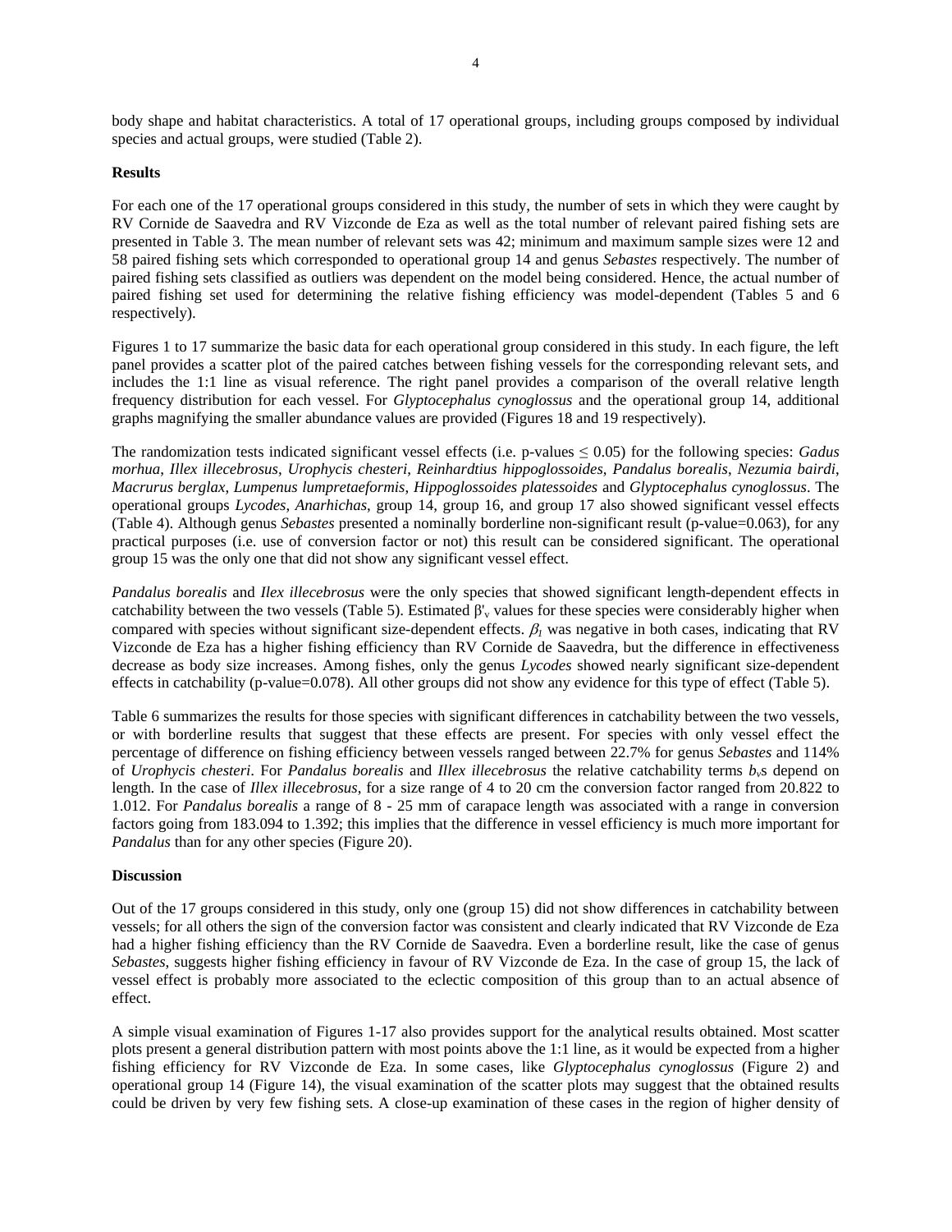body shape and habitat characteristics. A total of 17 operational groups, including groups composed by individual species and actual groups, were studied (Table 2).

**Results**

For each one of the 17 operational groups considered in this study, the number of sets in which they were caught by RV Cornide de Saavedra and RV Vizconde de Eza as well as the total number of relevant paired fishing sets are presented in Table 3. The mean number of relevant sets was 42; minimum and maximum sample sizes were 12 and 58 paired fishing sets which corresponded to operational group 14 and genus *Sebastes* respectively. The number of paired fishing sets classified as outliers was dependent on the model being considered. Hence, the actual number of paired fishing set used for determining the relative fishing efficiency was model-dependent (Tables 5 and 6 respectively).

Figures 1 to 17 summarize the basic data for each operational group considered in this study. In each figure, the left panel provides a scatter plot of the paired catches between fishing vessels for the corresponding relevant sets, and includes the 1:1 line as visual reference. The right panel provides a comparison of the overall relative length frequency distribution for each vessel. For *Glyptocephalus cynoglossus* and the operational group 14, additional graphs magnifying the smaller abundance values are provided (Figures 18 and 19 respectively).

The randomization tests indicated significant vessel effects (i.e. p-values ≤ 0.05) for the following species: *Gadus morhua*, *Illex illecebrosus*, *Urophycis chesteri*, *Reinhardtius hippoglossoides*, *Pandalus borealis*, *Nezumia bairdi*, *Macrurus berglax*, *Lumpenus lumpretaeformis*, *Hippoglossoides platessoides* and *Glyptocephalus cynoglossus*. The operational groups *Lycodes*, *Anarhichas*, group 14, group 16, and group 17 also showed significant vessel effects (Table 4). Although genus *Sebastes* presented a nominally borderline non-significant result (p-value=0.063), for any practical purposes (i.e. use of conversion factor or not) this result can be considered significant. The operational group 15 was the only one that did not show any significant vessel effect.

*Pandalus borealis* and *Ilex illecebrosus* were the only species that showed significant length-dependent effects in catchability between the two vessels (Table 5). Estimated $\beta'_v$ values for these species were considerably higher when compared with species without significant size-dependent effects. $\beta_l$ was negative in both cases, indicating that RV Vizconde de Eza has a higher fishing efficiency than RV Cornide de Saavedra, but the difference in effectiveness decrease as body size increases. Among fishes, only the genus *Lycodes* showed nearly significant size-dependent effects in catchability (p-value=0.078). All other groups did not show any evidence for this type of effect (Table 5).

Table 6 summarizes the results for those species with significant differences in catchability between the two vessels, or with borderline results that suggest that these effects are present. For species with only vessel effect the percentage of difference on fishing efficiency between vessels ranged between 22.7% for genus *Sebastes* and 114% of *Urophycis chesteri*. For *Pandalus borealis* and *Illex illecebrosus* the relative catchability terms $b_v$s depend on length. In the case of *Illex illecebrosus*, for a size range of 4 to 20 cm the conversion factor ranged from 20.822 to 1.012. For *Pandalus borealis* a range of 8 - 25 mm of carapace length was associated with a range in conversion factors going from 183.094 to 1.392; this implies that the difference in vessel efficiency is much more important for *Pandalus* than for any other species (Figure 20).

**Discussion**

Out of the 17 groups considered in this study, only one (group 15) did not show differences in catchability between vessels; for all others the sign of the conversion factor was consistent and clearly indicated that RV Vizconde de Eza had a higher fishing efficiency than the RV Cornide de Saavedra. Even a borderline result, like the case of genus *Sebastes*, suggests higher fishing efficiency in favour of RV Vizconde de Eza. In the case of group 15, the lack of vessel effect is probably more associated to the eclectic composition of this group than to an actual absence of effect.

A simple visual examination of Figures 1-17 also provides support for the analytical results obtained. Most scatter plots present a general distribution pattern with most points above the 1:1 line, as it would be expected from a higher fishing efficiency for RV Vizconde de Eza. In some cases, like *Glyptocephalus cynoglossus* (Figure 2) and operational group 14 (Figure 14), the visual examination of the scatter plots may suggest that the obtained results could be driven by very few fishing sets. A close-up examination of these cases in the region of higher density of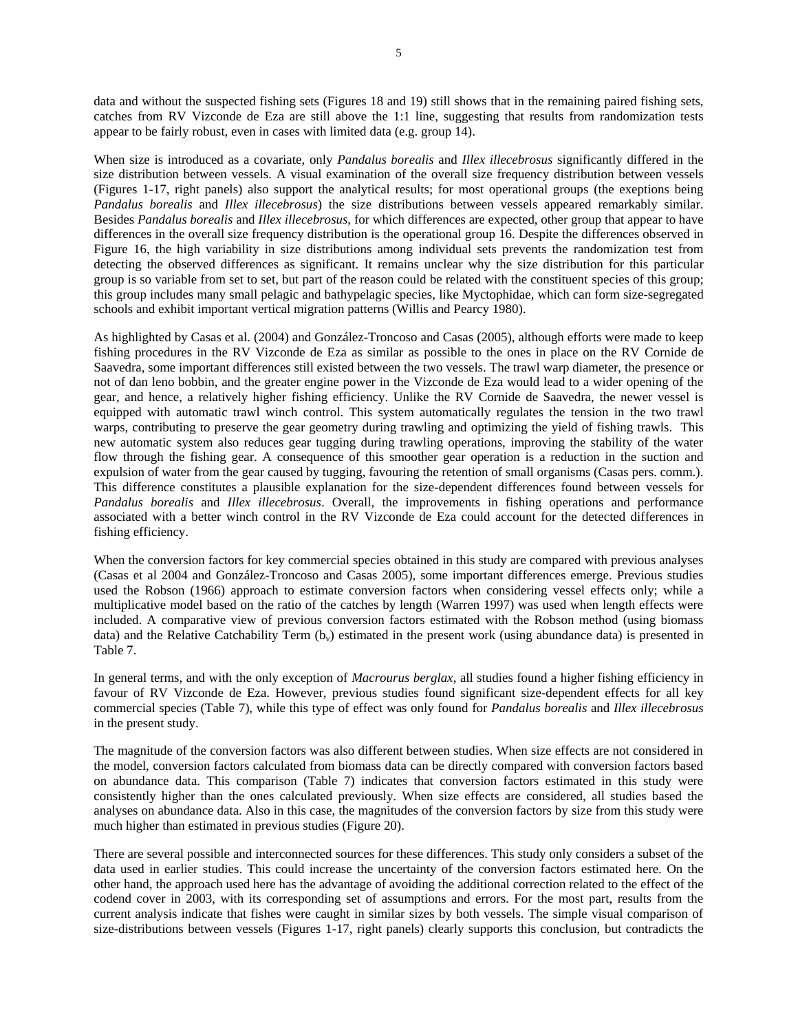data and without the suspected fishing sets (Figures 18 and 19) still shows that in the remaining paired fishing sets, catches from RV Vizconde de Eza are still above the 1:1 line, suggesting that results from randomization tests appear to be fairly robust, even in cases with limited data (e.g. group 14).

When size is introduced as a covariate, only *Pandalus borealis* and *Illex illecebrosus* significantly differed in the size distribution between vessels. A visual examination of the overall size frequency distribution between vessels (Figures 1-17, right panels) also support the analytical results; for most operational groups (the exeptions being *Pandalus borealis* and *Illex illecebrosus*) the size distributions between vessels appeared remarkably similar. Besides *Pandalus borealis* and *Illex illecebrosus*, for which differences are expected, other group that appear to have differences in the overall size frequency distribution is the operational group 16. Despite the differences observed in Figure 16, the high variability in size distributions among individual sets prevents the randomization test from detecting the observed differences as significant. It remains unclear why the size distribution for this particular group is so variable from set to set, but part of the reason could be related with the constituent species of this group; this group includes many small pelagic and bathypelagic species, like Myctophidae, which can form size-segregated schools and exhibit important vertical migration patterns (Willis and Pearcy 1980).

As highlighted by Casas et al. (2004) and González-Troncoso and Casas (2005), although efforts were made to keep fishing procedures in the RV Vizconde de Eza as similar as possible to the ones in place on the RV Cornide de Saavedra, some important differences still existed between the two vessels. The trawl warp diameter, the presence or not of dan leno bobbin, and the greater engine power in the Vizconde de Eza would lead to a wider opening of the gear, and hence, a relatively higher fishing efficiency. Unlike the RV Cornide de Saavedra, the newer vessel is equipped with automatic trawl winch control. This system automatically regulates the tension in the two trawl warps, contributing to preserve the gear geometry during trawling and optimizing the yield of fishing trawls. This new automatic system also reduces gear tugging during trawling operations, improving the stability of the water flow through the fishing gear. A consequence of this smoother gear operation is a reduction in the suction and expulsion of water from the gear caused by tugging, favouring the retention of small organisms (Casas pers. comm.). This difference constitutes a plausible explanation for the size-dependent differences found between vessels for *Pandalus borealis* and *Illex illecebrosus*. Overall, the improvements in fishing operations and performance associated with a better winch control in the RV Vizconde de Eza could account for the detected differences in fishing efficiency.

When the conversion factors for key commercial species obtained in this study are compared with previous analyses (Casas et al 2004 and González-Troncoso and Casas 2005), some important differences emerge. Previous studies used the Robson (1966) approach to estimate conversion factors when considering vessel effects only; while a multiplicative model based on the ratio of the catches by length (Warren 1997) was used when length effects were included. A comparative view of previous conversion factors estimated with the Robson method (using biomass data) and the Relative Catchability Term ($b_v$) estimated in the present work (using abundance data) is presented in Table 7.

In general terms, and with the only exception of *Macrourus berglax*, all studies found a higher fishing efficiency in favour of RV Vizconde de Eza. However, previous studies found significant size-dependent effects for all key commercial species (Table 7), while this type of effect was only found for *Pandalus borealis* and *Illex illecebrosus* in the present study.

The magnitude of the conversion factors was also different between studies. When size effects are not considered in the model, conversion factors calculated from biomass data can be directly compared with conversion factors based on abundance data. This comparison (Table 7) indicates that conversion factors estimated in this study were consistently higher than the ones calculated previously. When size effects are considered, all studies based the analyses on abundance data. Also in this case, the magnitudes of the conversion factors by size from this study were much higher than estimated in previous studies (Figure 20).

There are several possible and interconnected sources for these differences. This study only considers a subset of the data used in earlier studies. This could increase the uncertainty of the conversion factors estimated here. On the other hand, the approach used here has the advantage of avoiding the additional correction related to the effect of the codend cover in 2003, with its corresponding set of assumptions and errors. For the most part, results from the current analysis indicate that fishes were caught in similar sizes by both vessels. The simple visual comparison of size-distributions between vessels (Figures 1-17, right panels) clearly supports this conclusion, but contradicts the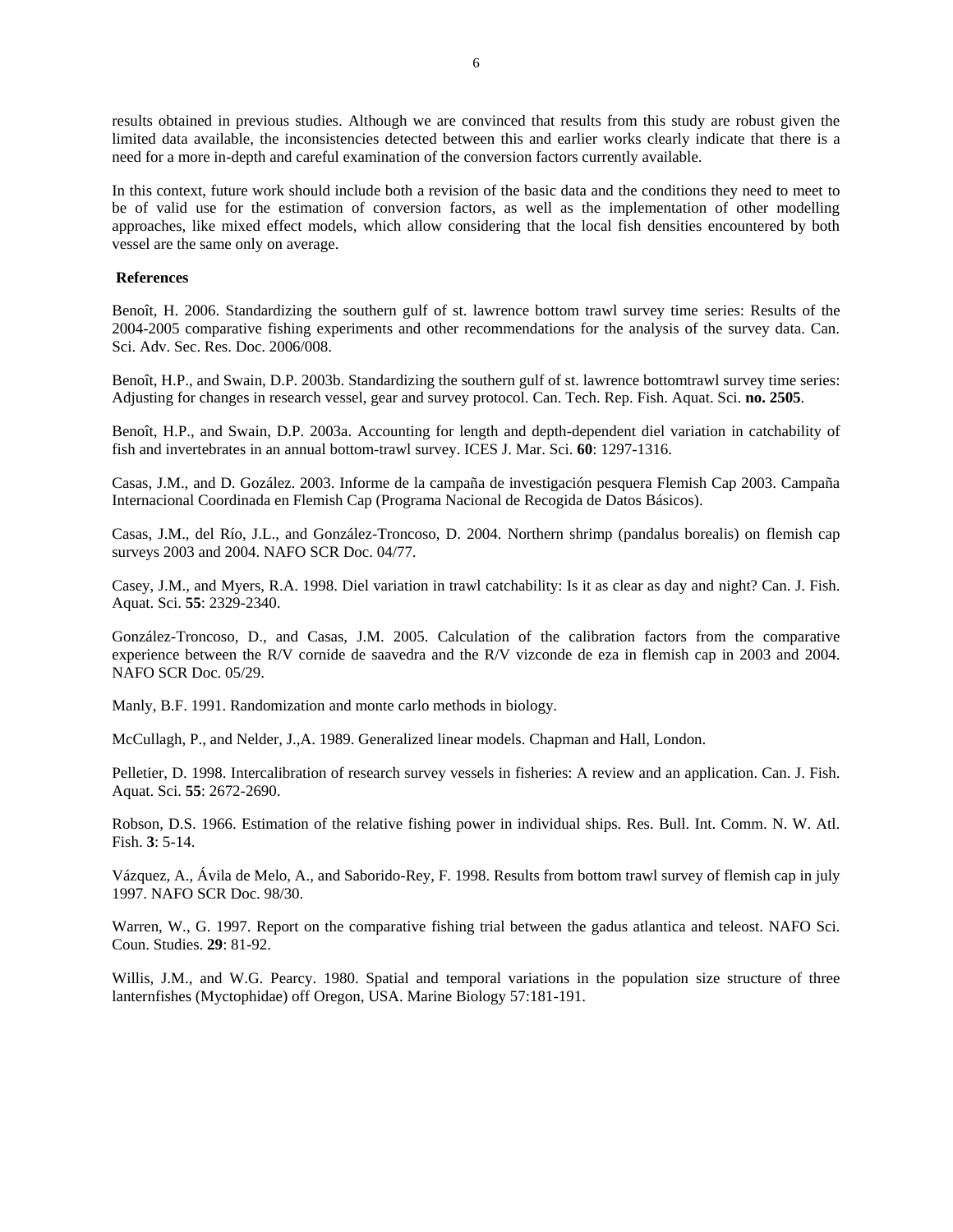results obtained in previous studies. Although we are convinced that results from this study are robust given the limited data available, the inconsistencies detected between this and earlier works clearly indicate that there is a need for a more in-depth and careful examination of the conversion factors currently available.

In this context, future work should include both a revision of the basic data and the conditions they need to meet to be of valid use for the estimation of conversion factors, as well as the implementation of other modelling approaches, like mixed effect models, which allow considering that the local fish densities encountered by both vessel are the same only on average.

**References**

Benoît, H. 2006. Standardizing the southern gulf of st. lawrence bottom trawl survey time series: Results of the 2004-2005 comparative fishing experiments and other recommendations for the analysis of the survey data. Can. Sci. Adv. Sec. Res. Doc. 2006/008.

Benoît, H.P., and Swain, D.P. 2003b. Standardizing the southern gulf of st. lawrence bottomtrawl survey time series: Adjusting for changes in research vessel, gear and survey protocol. Can. Tech. Rep. Fish. Aquat. Sci. **no. 2505**.

Benoît, H.P., and Swain, D.P. 2003a. Accounting for length and depth-dependent diel variation in catchability of fish and invertebrates in an annual bottom-trawl survey. ICES J. Mar. Sci. **60**: 1297-1316.

Casas, J.M., and D. Gozález. 2003. Informe de la campaña de investigación pesquera Flemish Cap 2003. Campaña Internacional Coordinada en Flemish Cap (Programa Nacional de Recogida de Datos Básicos).

Casas, J.M., del Río, J.L., and González-Troncoso, D. 2004. Northern shrimp (pandalus borealis) on flemish cap surveys 2003 and 2004. NAFO SCR Doc. 04/77.

Casey, J.M., and Myers, R.A. 1998. Diel variation in trawl catchability: Is it as clear as day and night? Can. J. Fish. Aquat. Sci. **55**: 2329-2340.

González-Troncoso, D., and Casas, J.M. 2005. Calculation of the calibration factors from the comparative experience between the R/V cornide de saavedra and the R/V vizconde de eza in flemish cap in 2003 and 2004. NAFO SCR Doc. 05/29.

Manly, B.F. 1991. Randomization and monte carlo methods in biology.

McCullagh, P., and Nelder, J.,A. 1989. Generalized linear models. Chapman and Hall, London.

Pelletier, D. 1998. Intercalibration of research survey vessels in fisheries: A review and an application. Can. J. Fish. Aquat. Sci. **55**: 2672-2690.

Robson, D.S. 1966. Estimation of the relative fishing power in individual ships. Res. Bull. Int. Comm. N. W. Atl. Fish. **3**: 5-14.

Vázquez, A., Ávila de Melo, A., and Saborido-Rey, F. 1998. Results from bottom trawl survey of flemish cap in july 1997. NAFO SCR Doc. 98/30.

Warren, W., G. 1997. Report on the comparative fishing trial between the gadus atlantica and teleost. NAFO Sci. Coun. Studies. **29**: 81-92.

Willis, J.M., and W.G. Pearcy. 1980. Spatial and temporal variations in the population size structure of three lanternfishes (Myctophidae) off Oregon, USA. Marine Biology 57:181-191.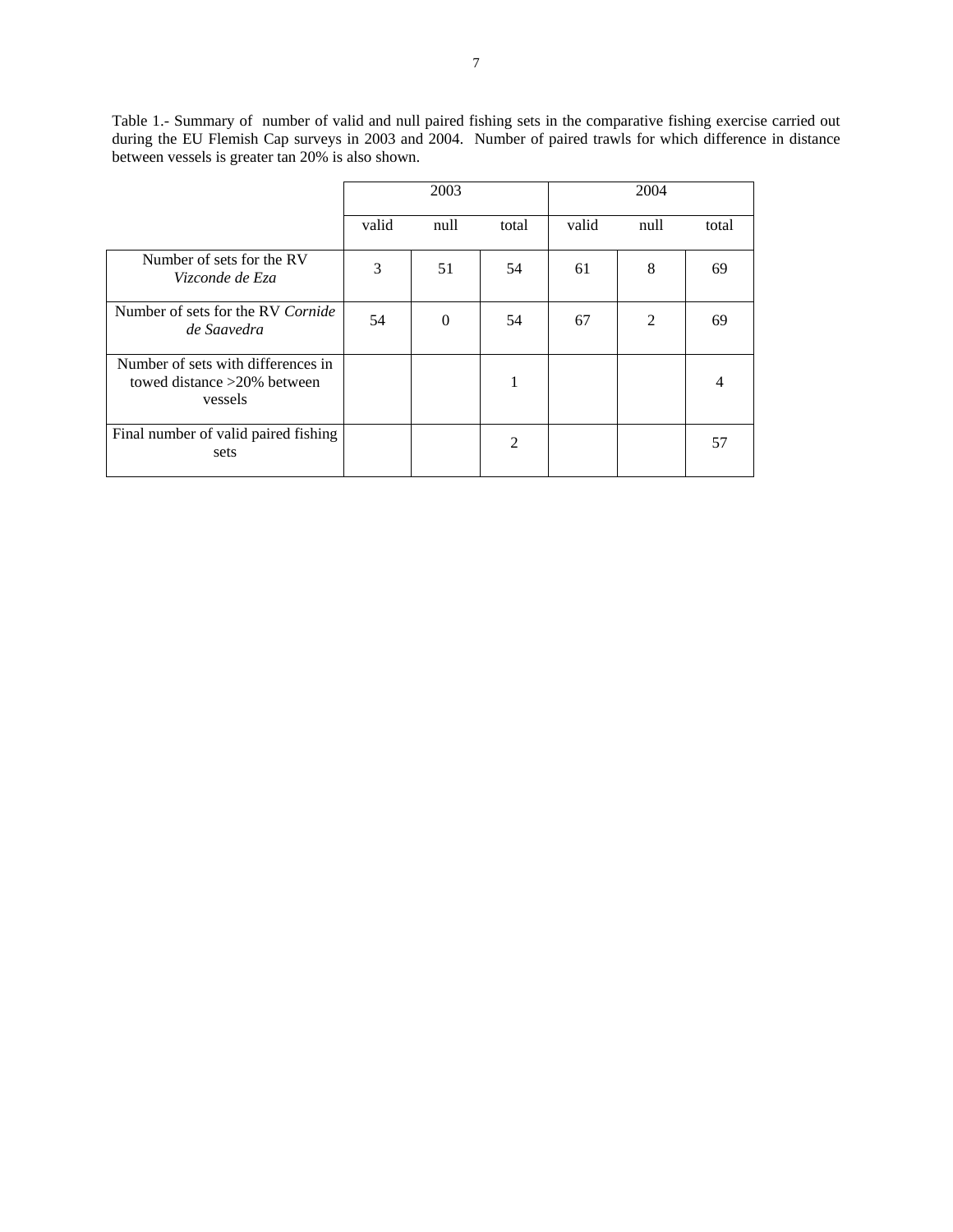Table 1.- Summary of number of valid and null paired fishing sets in the comparative fishing exercise carried out during the EU Flemish Cap surveys in 2003 and 2004. Number of paired trawls for which difference in distance between vessels is greater tan 20% is also shown.

| | 2003 | | | 2004 | | |
|---|---|---|---|---|---|---|
| | valid | null | total | valid | null | total |
| Number of sets for the RV *Vizconde de Eza* | 3 | 51 | 54 | 61 | 8 | 69 |
| Number of sets for the RV *Cornide de Saavedra* | 54 | 0 | 54 | 67 | 2 | 69 |
| Number of sets with differences in towed distance >20% between vessels | | | 1 | | | 4 |
| Final number of valid paired fishing sets | | | 2 | | | 57 |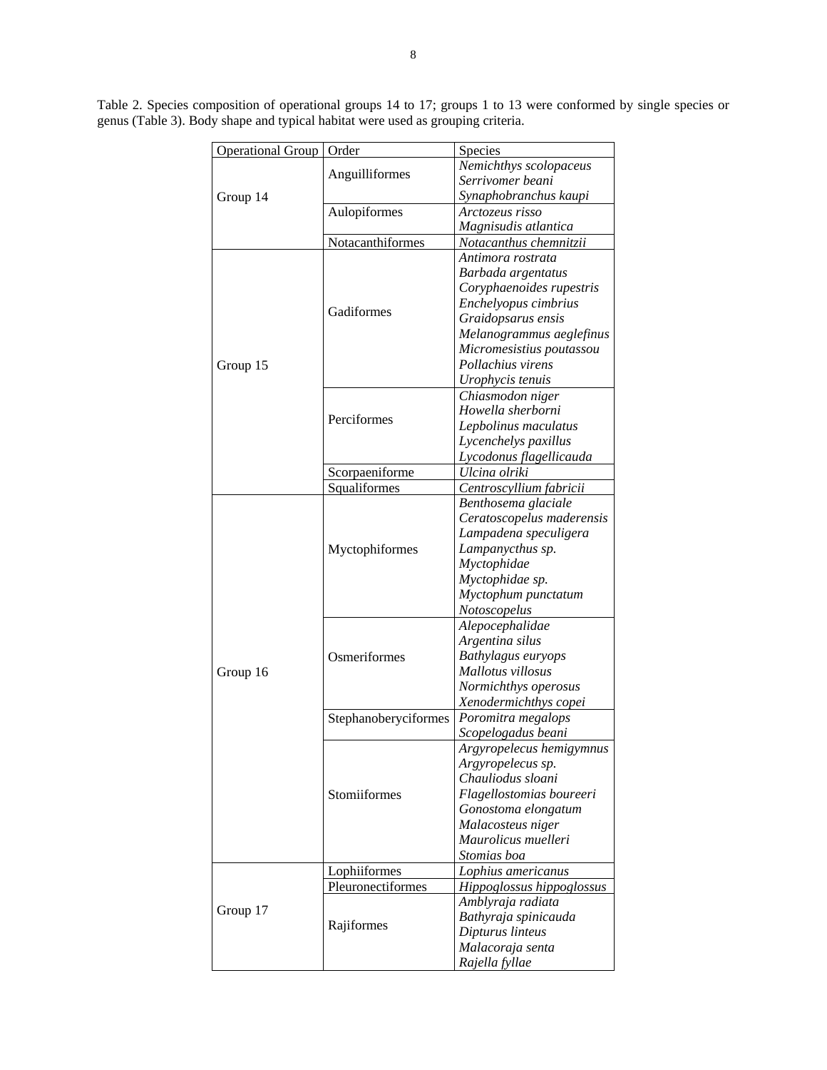Table 2. Species composition of operational groups 14 to 17; groups 1 to 13 were conformed by single species or genus (Table 3). Body shape and typical habitat were used as grouping criteria.

| Operational Group | Order | Species |
|---|---|---|
| Group 14 | Anguilliformes | *Nemichthys scolopaceus* |
| | | *Serrivomer beani* |
| | | *Synaphobranchus kaupi* |
| | Aulopiformes | *Arctozeus risso* |
| | | *Magnisudis atlantica* |
| | Notacanthiformes | *Notacanthus chemnitzii* |
| Group 15 | Gadiformes | *Antimora rostrata* |
| | | *Barbada argentatus* |
| | | *Coryphaenoides rupestris* |
| | | *Enchelyopus cimbrius* |
| | | *Graidopsarus ensis* |
| | | *Melanogrammus aeglefinus* |
| | | *Micromesistius poutassou* |
| | | *Pollachius virens* |
| | | *Urophycis tenuis* |
| | Perciformes | *Chiasmodon niger* |
| | | *Howella sherborni* |
| | | *Lepbolinus maculatus* |
| | | *Lycenchelys paxillus* |
| | | *Lycodonus flagellicauda* |
| | Scorpaeniforme | *Ulcina olriki* |
| | Squaliformes | *Centroscyllium fabricii* |
| Group 16 | Myctophiformes | *Benthosema glaciale* |
| | | *Ceratoscopelus maderensis* |
| | | *Lampadena speculigera* |
| | | *Lampanycthus sp.* |
| | | *Myctophidae* |
| | | *Myctophidae sp.* |
| | | *Myctophum punctatum* |
| | | *Notoscopelus* |
| | Osmeriformes | *Alepocephalidae* |
| | | *Argentina silus* |
| | | *Bathylagus euryops* |
| | | *Mallotus villosus* |
| | | *Normichthys operosus* |
| | | *Xenodermichthys copei* |
| | Stephanoberyciformes | *Poromitra megalops* |
| | | *Scopelogadus beani* |
| | Stomiiformes | *Argyropelecus hemigymnus* |
| | | *Argyropelecus sp.* |
| | | *Chauliodus sloani* |
| | | *Flagellostomias boureeri* |
| | | *Gonostoma elongatum* |
| | | *Malacosteus niger* |
| | | *Maurolicus muelleri* |
| | | *Stomias boa* |
| Group 17 | Lophiiformes | *Lophius americanus* |
| | Pleuronectiformes | *Hippoglossus hippoglossus* |
| | Rajiformes | *Amblyraja radiata* |
| | | *Bathyraja spinicauda* |
| | | *Dipturus linteus* |
| | | *Malacoraja senta* |
| | | *Rajella fyllae* |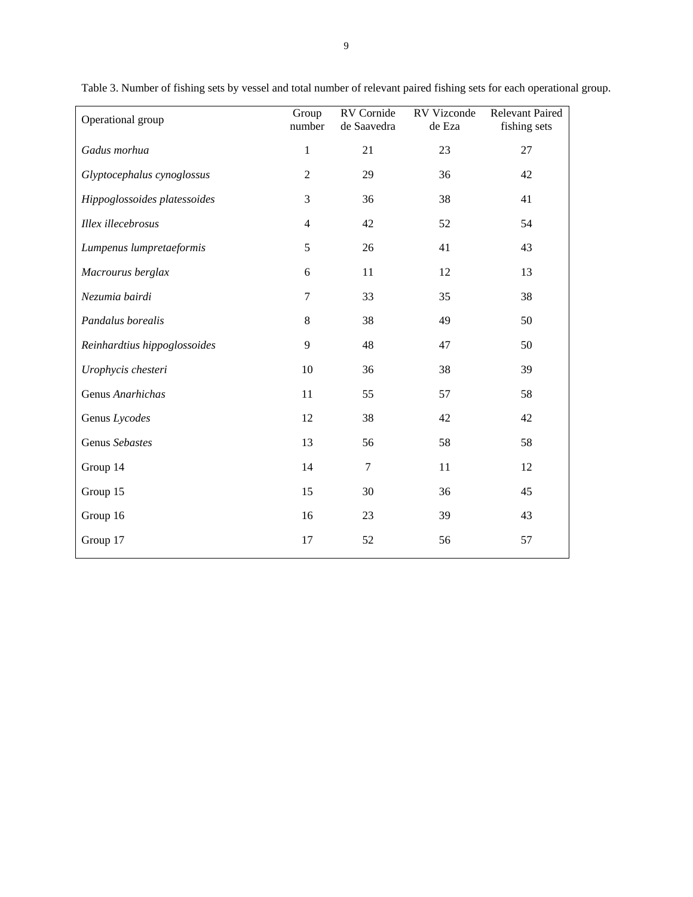Table 3. Number of fishing sets by vessel and total number of relevant paired fishing sets for each operational group.

| Operational group | Group number | RV Cornide de Saavedra | RV Vizconde de Eza | Relevant Paired fishing sets |
|---|---|---|---|---|
| *Gadus morhua* | 1 | 21 | 23 | 27 |
| *Glyptocephalus cynoglossus* | 2 | 29 | 36 | 42 |
| *Hippoglossoides platessoides* | 3 | 36 | 38 | 41 |
| *Illex illecebrosus* | 4 | 42 | 52 | 54 |
| *Lumpenus lumpretaeformis* | 5 | 26 | 41 | 43 |
| *Macrourus berglax* | 6 | 11 | 12 | 13 |
| *Nezumia bairdi* | 7 | 33 | 35 | 38 |
| *Pandalus borealis* | 8 | 38 | 49 | 50 |
| *Reinhardtius hippoglossoides* | 9 | 48 | 47 | 50 |
| *Urophycis chesteri* | 10 | 36 | 38 | 39 |
| Genus *Anarhichas* | 11 | 55 | 57 | 58 |
| Genus *Lycodes* | 12 | 38 | 42 | 42 |
| Genus *Sebastes* | 13 | 56 | 58 | 58 |
| Group 14 | 14 | 7 | 11 | 12 |
| Group 15 | 15 | 30 | 36 | 45 |
| Group 16 | 16 | 23 | 39 | 43 |
| Group 17 | 17 | 52 | 56 | 57 |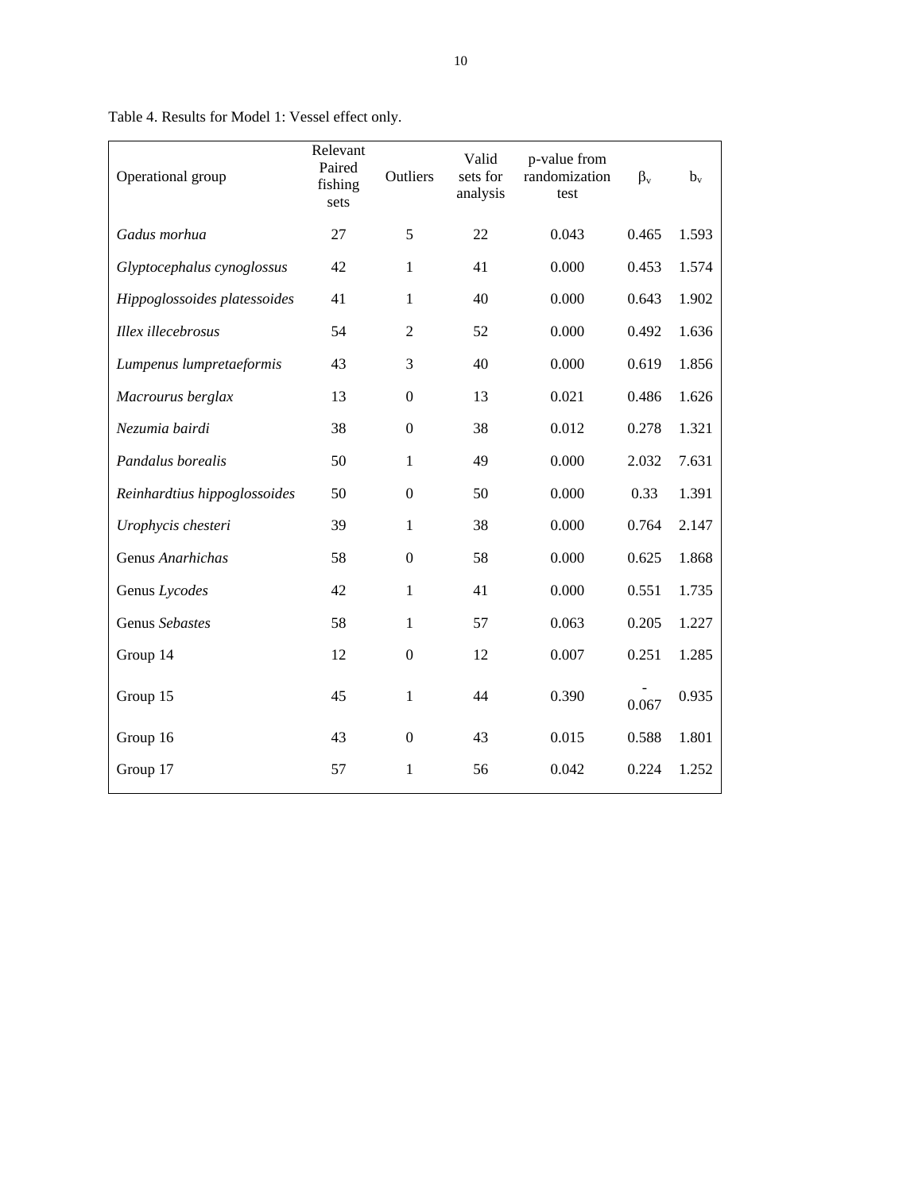Table 4. Results for Model 1: Vessel effect only.

| Operational group | Relevant Paired fishing sets | Outliers | Valid sets for analysis | p-value from randomization test | $\beta_v$ | $b_v$ |
|---|---|---|---|---|---|---|
| *Gadus morhua* | 27 | 5 | 22 | 0.043 | 0.465 | 1.593 |
| *Glyptocephalus cynoglossus* | 42 | 1 | 41 | 0.000 | 0.453 | 1.574 |
| *Hippoglossoides platessoides* | 41 | 1 | 40 | 0.000 | 0.643 | 1.902 |
| *Illex illecebrosus* | 54 | 2 | 52 | 0.000 | 0.492 | 1.636 |
| *Lumpenus lumpretaeformis* | 43 | 3 | 40 | 0.000 | 0.619 | 1.856 |
| *Macrourus berglax* | 13 | 0 | 13 | 0.021 | 0.486 | 1.626 |
| *Nezumia bairdi* | 38 | 0 | 38 | 0.012 | 0.278 | 1.321 |
| *Pandalus borealis* | 50 | 1 | 49 | 0.000 | 2.032 | 7.631 |
| *Reinhardtius hippoglossoides* | 50 | 0 | 50 | 0.000 | 0.33 | 1.391 |
| *Urophycis chesteri* | 39 | 1 | 38 | 0.000 | 0.764 | 2.147 |
| Genus *Anarhichas* | 58 | 0 | 58 | 0.000 | 0.625 | 1.868 |
| Genus *Lycodes* | 42 | 1 | 41 | 0.000 | 0.551 | 1.735 |
| Genus *Sebastes* | 58 | 1 | 57 | 0.063 | 0.205 | 1.227 |
| Group 14 | 12 | 0 | 12 | 0.007 | 0.251 | 1.285 |
| Group 15 | 45 | 1 | 44 | 0.390 | -0.067 | 0.935 |
| Group 16 | 43 | 0 | 43 | 0.015 | 0.588 | 1.801 |
| Group 17 | 57 | 1 | 56 | 0.042 | 0.224 | 1.252 |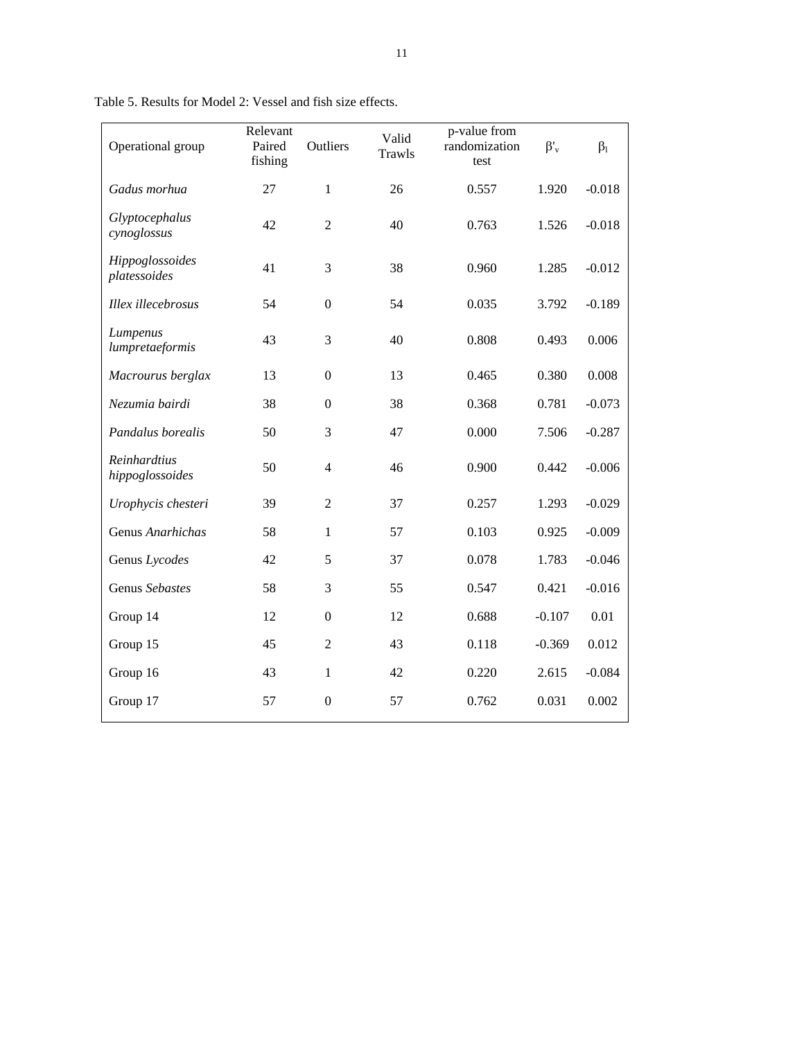Table 5. Results for Model 2: Vessel and fish size effects.

| Operational group | Relevant Paired fishing | Outliers | Valid Trawls | p-value from randomization test | $\beta'_v$ | $\beta_l$ |
|---|---|---|---|---|---|---|
| *Gadus morhua* | 27 | 1 | 26 | 0.557 | 1.920 | -0.018 |
| *Glyptocephalus cynoglossus* | 42 | 2 | 40 | 0.763 | 1.526 | -0.018 |
| *Hippoglossoides platessoides* | 41 | 3 | 38 | 0.960 | 1.285 | -0.012 |
| *Illex illecebrosus* | 54 | 0 | 54 | 0.035 | 3.792 | -0.189 |
| *Lumpenus lumpretaeformis* | 43 | 3 | 40 | 0.808 | 0.493 | 0.006 |
| *Macrourus berglax* | 13 | 0 | 13 | 0.465 | 0.380 | 0.008 |
| *Nezumia bairdi* | 38 | 0 | 38 | 0.368 | 0.781 | -0.073 |
| *Pandalus borealis* | 50 | 3 | 47 | 0.000 | 7.506 | -0.287 |
| *Reinhardtius hippoglossoides* | 50 | 4 | 46 | 0.900 | 0.442 | -0.006 |
| *Urophycis chesteri* | 39 | 2 | 37 | 0.257 | 1.293 | -0.029 |
| Genus *Anarhichas* | 58 | 1 | 57 | 0.103 | 0.925 | -0.009 |
| Genus *Lycodes* | 42 | 5 | 37 | 0.078 | 1.783 | -0.046 |
| Genus *Sebastes* | 58 | 3 | 55 | 0.547 | 0.421 | -0.016 |
| Group 14 | 12 | 0 | 12 | 0.688 | -0.107 | 0.01 |
| Group 15 | 45 | 2 | 43 | 0.118 | -0.369 | 0.012 |
| Group 16 | 43 | 1 | 42 | 0.220 | 2.615 | -0.084 |
| Group 17 | 57 | 0 | 57 | 0.762 | 0.031 | 0.002 |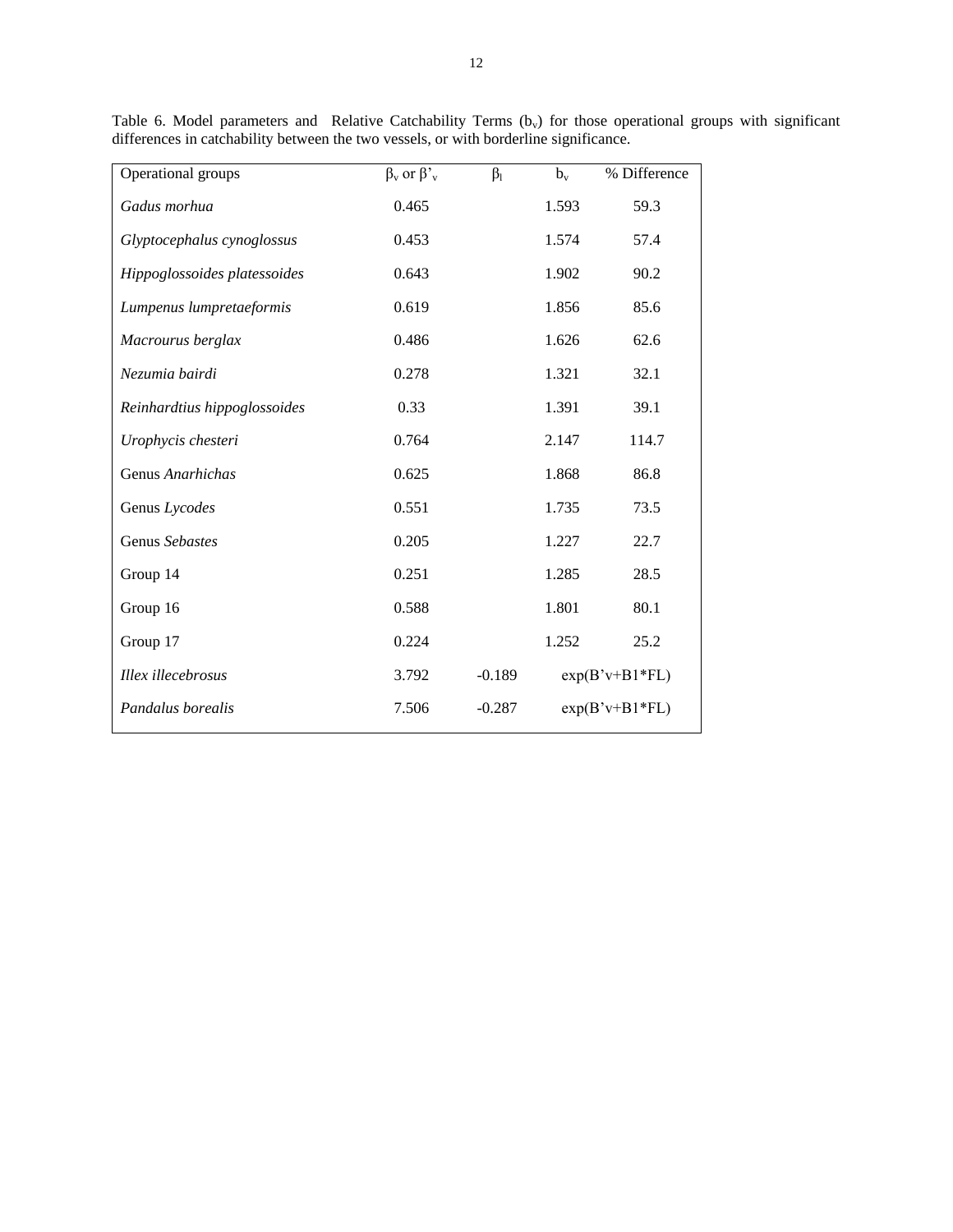Table 6. Model parameters and Relative Catchability Terms ($b_v$) for those operational groups with significant differences in catchability between the two vessels, or with borderline significance.

| Operational groups | $\beta_v$ or $\beta'_v$ | $\beta_l$ | $b_v$ | % Difference |
|---|---|---|---|---|
| *Gadus morhua* | 0.465 | | 1.593 | 59.3 |
| *Glyptocephalus cynoglossus* | 0.453 | | 1.574 | 57.4 |
| *Hippoglossoides platessoides* | 0.643 | | 1.902 | 90.2 |
| *Lumpenus lumpretaeformis* | 0.619 | | 1.856 | 85.6 |
| *Macrourus berglax* | 0.486 | | 1.626 | 62.6 |
| *Nezumia bairdi* | 0.278 | | 1.321 | 32.1 |
| *Reinhardtius hippoglossoides* | 0.33 | | 1.391 | 39.1 |
| *Urophycis chesteri* | 0.764 | | 2.147 | 114.7 |
| Genus *Anarhichas* | 0.625 | | 1.868 | 86.8 |
| Genus *Lycodes* | 0.551 | | 1.735 | 73.5 |
| Genus *Sebastes* | 0.205 | | 1.227 | 22.7 |
| Group 14 | 0.251 | | 1.285 | 28.5 |
| Group 16 | 0.588 | | 1.801 | 80.1 |
| Group 17 | 0.224 | | 1.252 | 25.2 |
| *Illex illecebrosus* | 3.792 | -0.189 | exp(B'v+B1*FL) | |
| *Pandalus borealis* | 7.506 | -0.287 | exp(B'v+B1*FL) | |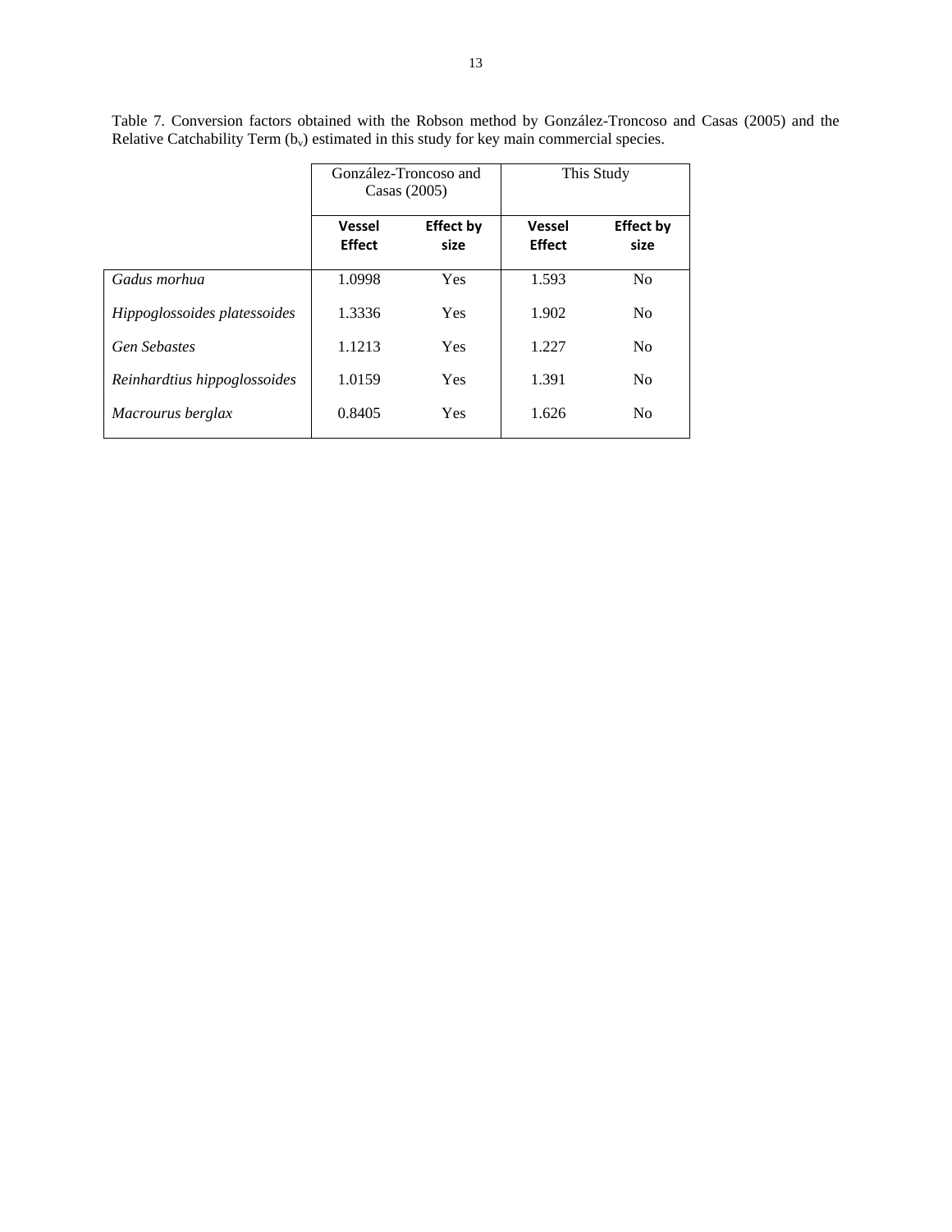Table 7. Conversion factors obtained with the Robson method by González-Troncoso and Casas (2005) and the Relative Catchability Term ($b_v$) estimated in this study for key main commercial species.

| | González-Troncoso and Casas (2005) | | This Study | |
|---|---|---|---|---|
| | **Vessel Effect** | **Effect by size** | **Vessel Effect** | **Effect by size** |
| *Gadus morhua* | 1.0998 | Yes | 1.593 | No |
| *Hippoglossoides platessoides* | 1.3336 | Yes | 1.902 | No |
| *Gen Sebastes* | 1.1213 | Yes | 1.227 | No |
| *Reinhardtius hippoglossoides* | 1.0159 | Yes | 1.391 | No |
| *Macrourus berglax* | 0.8405 | Yes | 1.626 | No |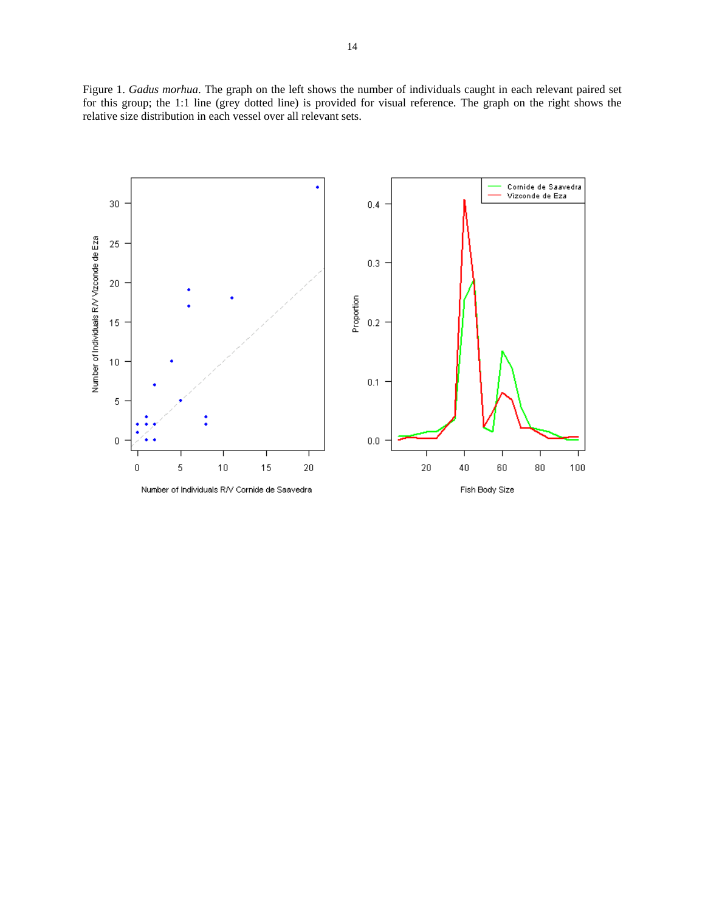Figure 1. *Gadus morhua*. The graph on the left shows the number of individuals caught in each relevant paired set for this group; the 1:1 line (grey dotted line) is provided for visual reference. The graph on the right shows the relative size distribution in each vessel over all relevant sets.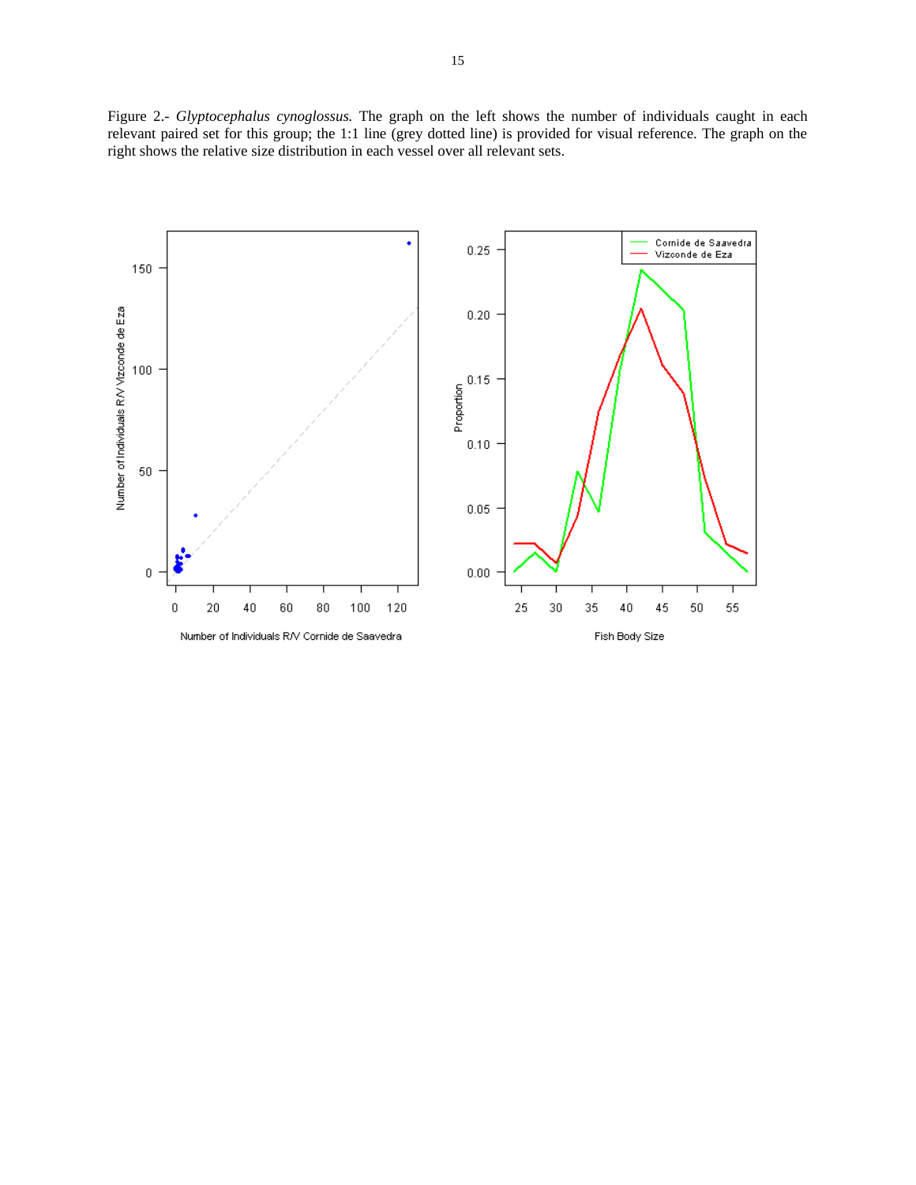Figure 2.- *Glyptocephalus cynoglossus.* The graph on the left shows the number of individuals caught in each relevant paired set for this group; the 1:1 line (grey dotted line) is provided for visual reference. The graph on the right shows the relative size distribution in each vessel over all relevant sets.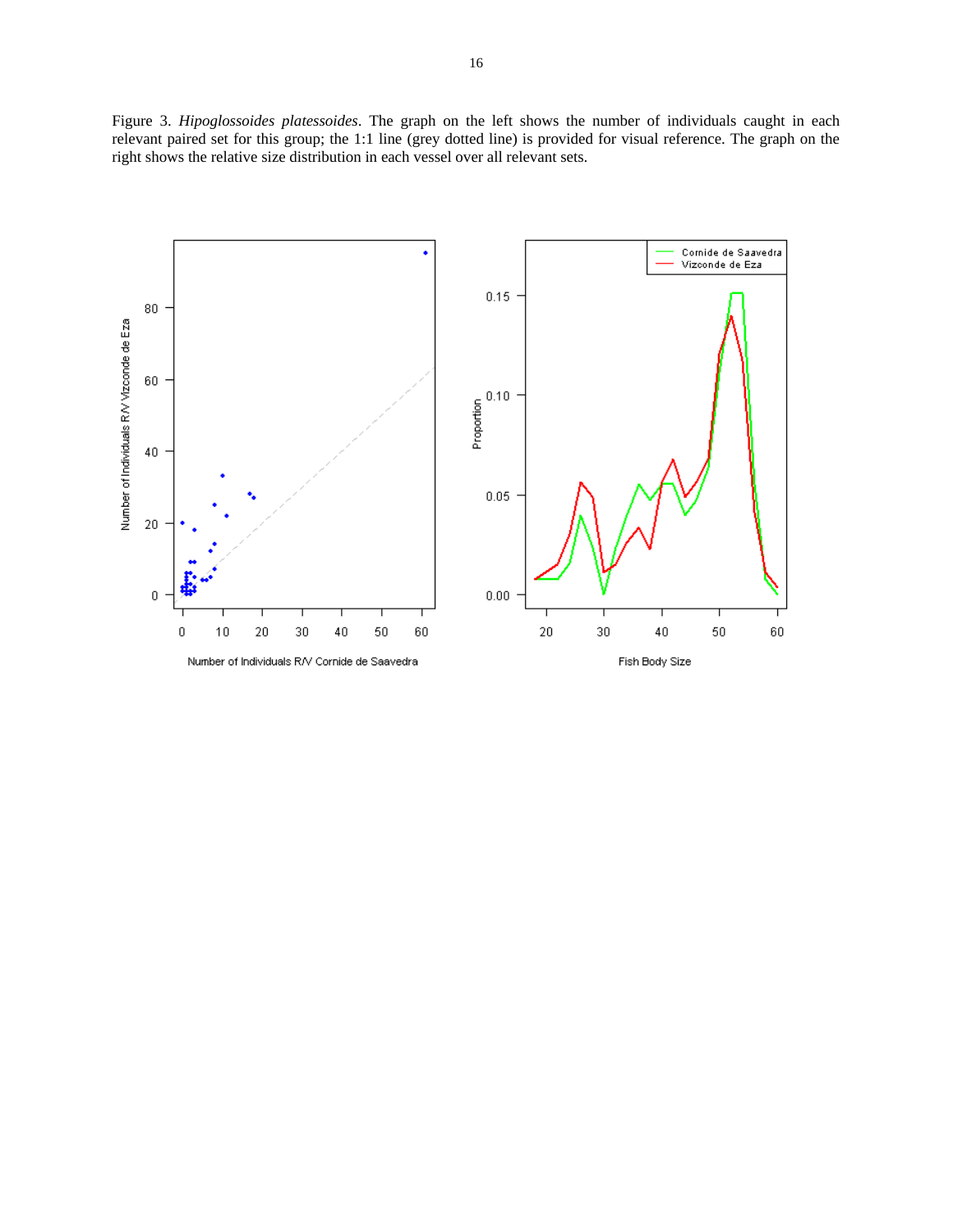Figure 3. *Hipoglossoides platessoides*. The graph on the left shows the number of individuals caught in each relevant paired set for this group; the 1:1 line (grey dotted line) is provided for visual reference. The graph on the right shows the relative size distribution in each vessel over all relevant sets.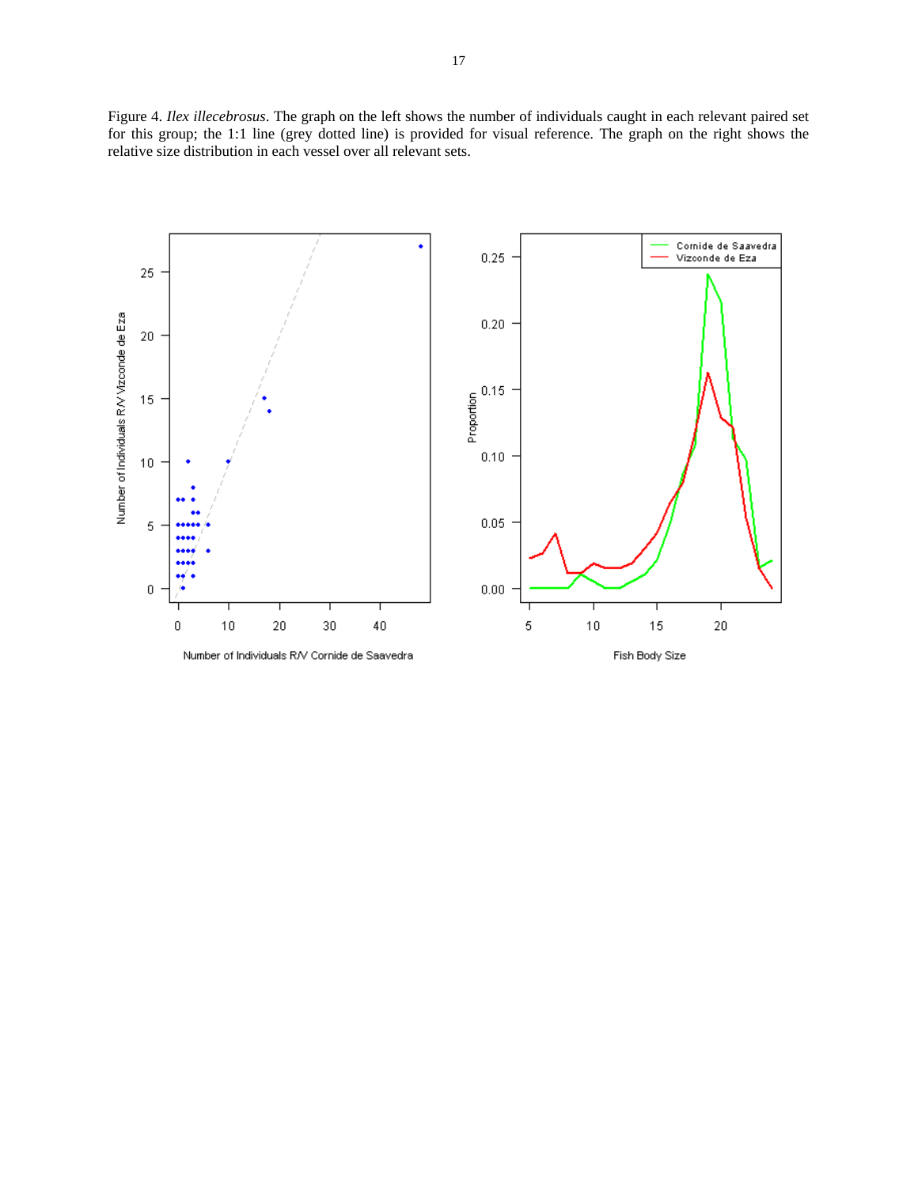Figure 4. *Ilex illecebrosus*. The graph on the left shows the number of individuals caught in each relevant paired set for this group; the 1:1 line (grey dotted line) is provided for visual reference. The graph on the right shows the relative size distribution in each vessel over all relevant sets.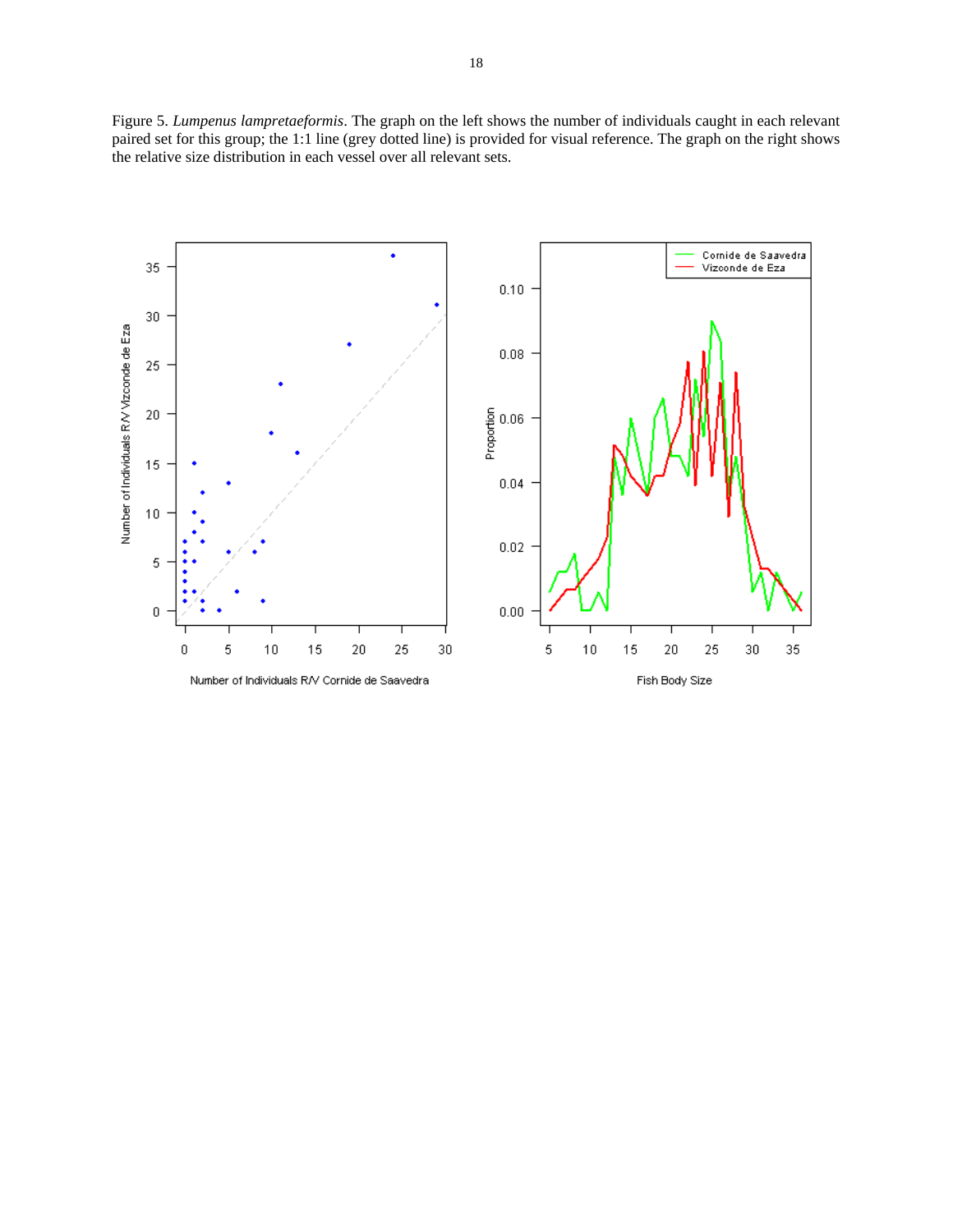Figure 5. *Lumpenus lampretaeformis*. The graph on the left shows the number of individuals caught in each relevant paired set for this group; the 1:1 line (grey dotted line) is provided for visual reference. The graph on the right shows the relative size distribution in each vessel over all relevant sets.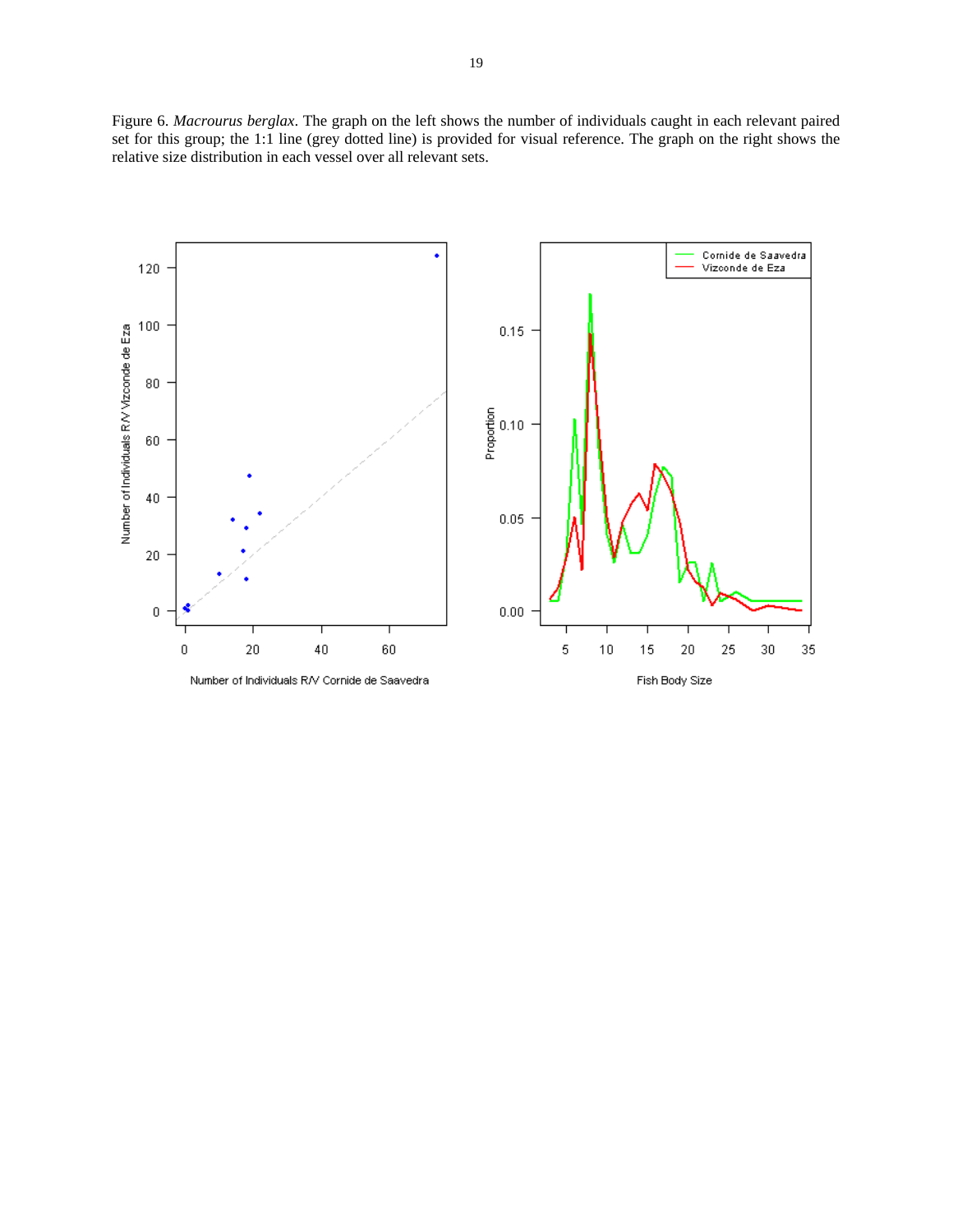Figure 6. *Macrourus berglax*. The graph on the left shows the number of individuals caught in each relevant paired set for this group; the 1:1 line (grey dotted line) is provided for visual reference. The graph on the right shows the relative size distribution in each vessel over all relevant sets.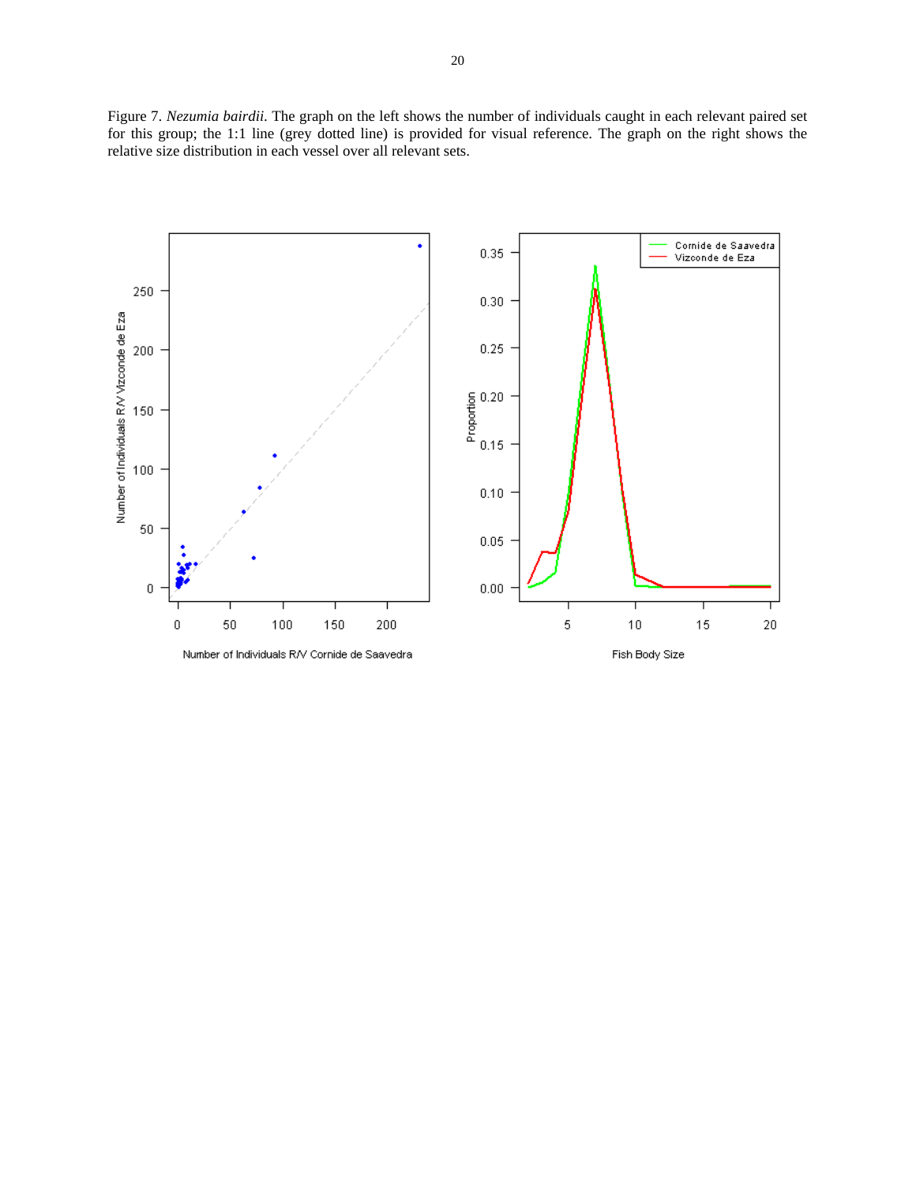Figure 7. *Nezumia bairdii*. The graph on the left shows the number of individuals caught in each relevant paired set for this group; the 1:1 line (grey dotted line) is provided for visual reference. The graph on the right shows the relative size distribution in each vessel over all relevant sets.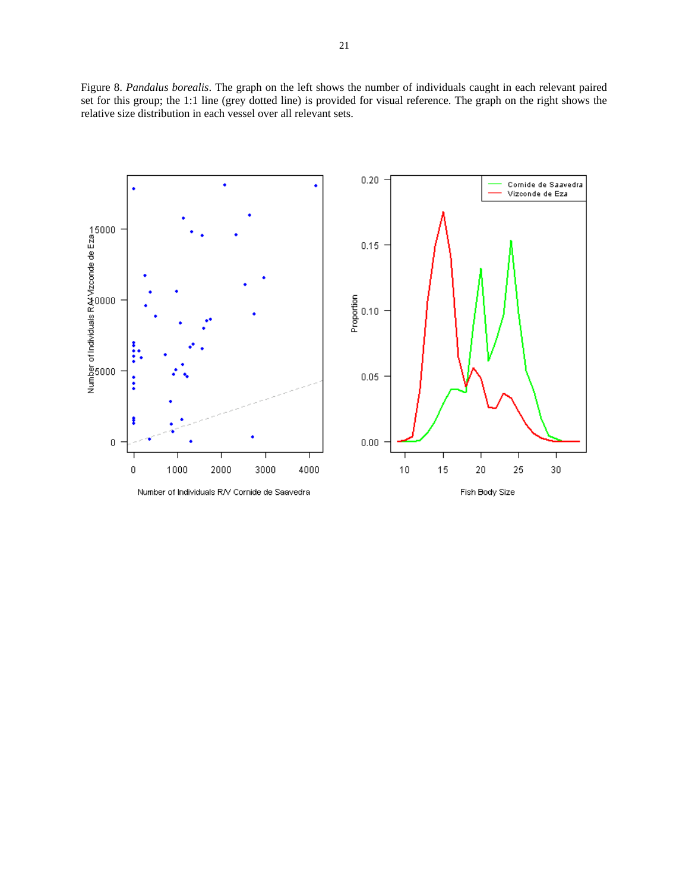Figure 8. *Pandalus borealis*. The graph on the left shows the number of individuals caught in each relevant paired set for this group; the 1:1 line (grey dotted line) is provided for visual reference. The graph on the right shows the relative size distribution in each vessel over all relevant sets.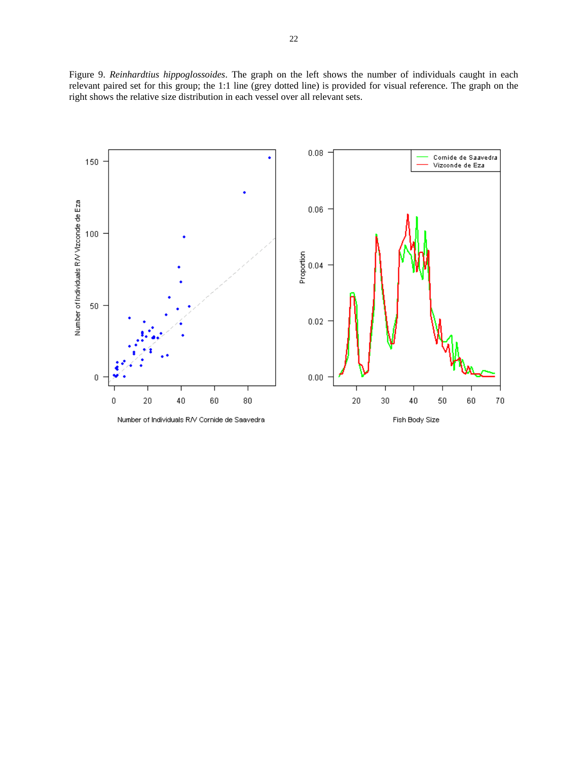Figure 9. *Reinhardtius hippoglossoides*. The graph on the left shows the number of individuals caught in each relevant paired set for this group; the 1:1 line (grey dotted line) is provided for visual reference. The graph on the right shows the relative size distribution in each vessel over all relevant sets.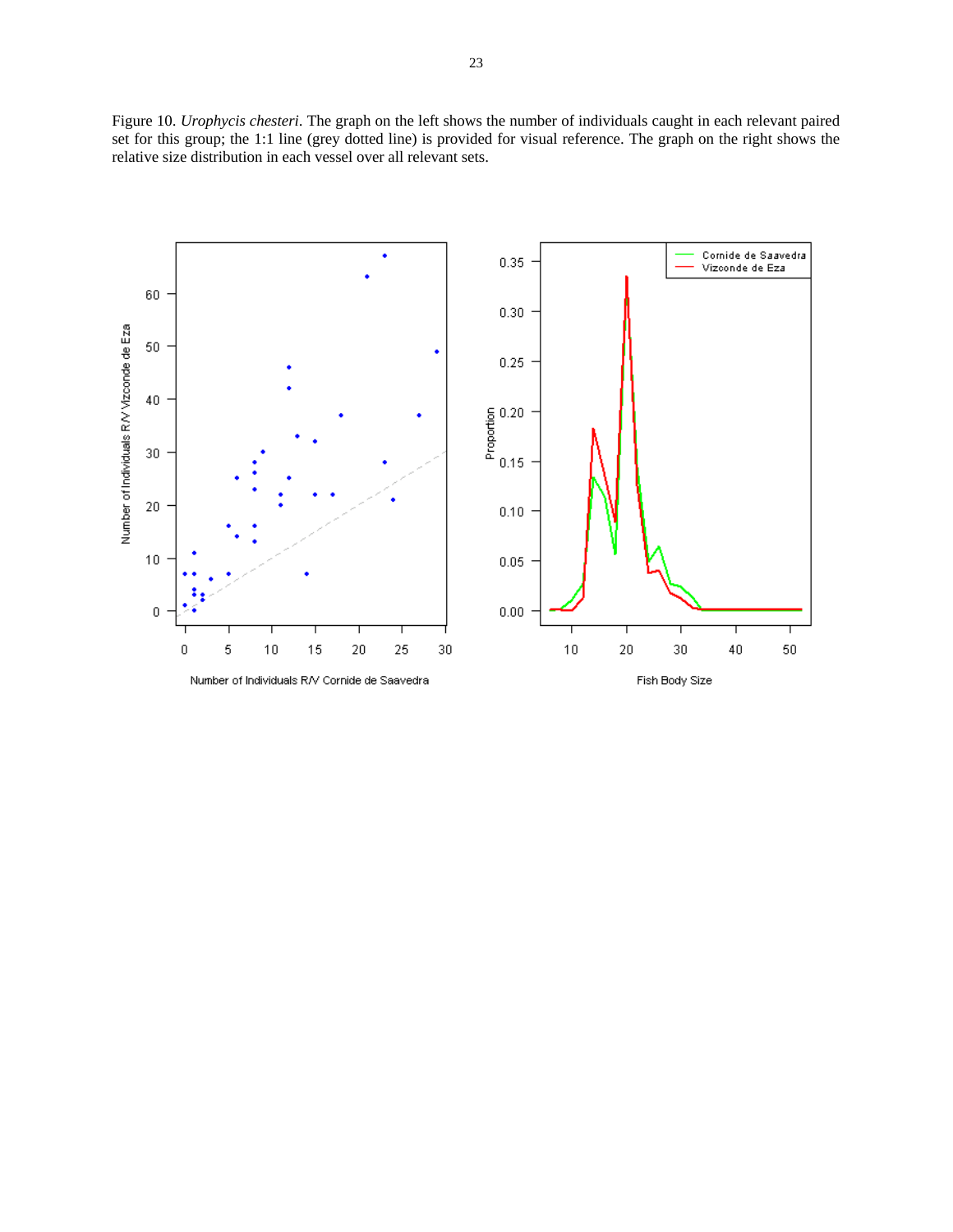Figure 10. *Urophycis chesteri*. The graph on the left shows the number of individuals caught in each relevant paired set for this group; the 1:1 line (grey dotted line) is provided for visual reference. The graph on the right shows the relative size distribution in each vessel over all relevant sets.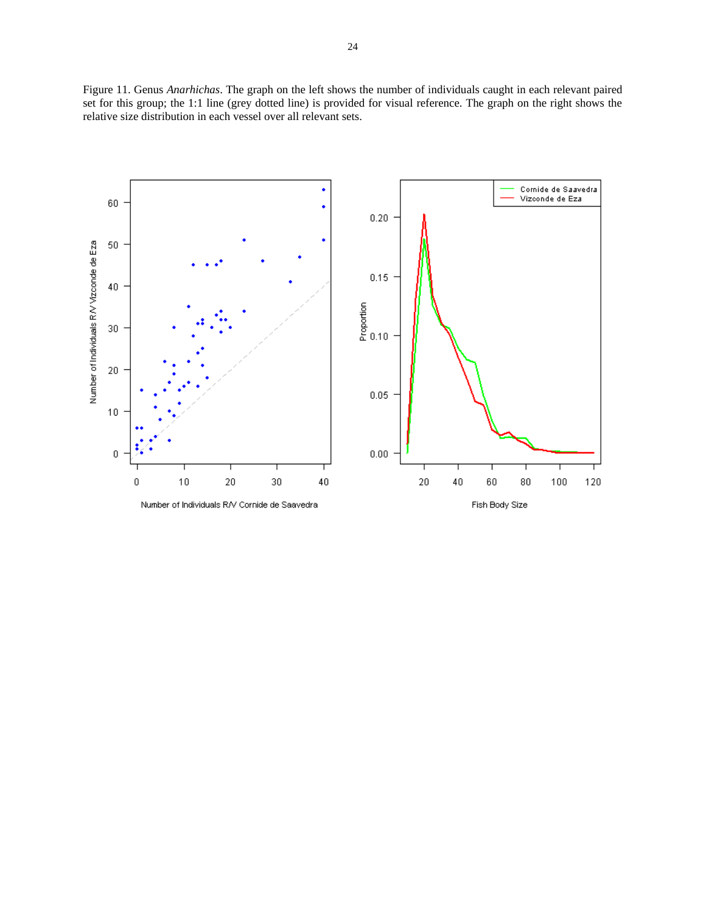Figure 11. Genus *Anarhichas*. The graph on the left shows the number of individuals caught in each relevant paired set for this group; the 1:1 line (grey dotted line) is provided for visual reference. The graph on the right shows the relative size distribution in each vessel over all relevant sets.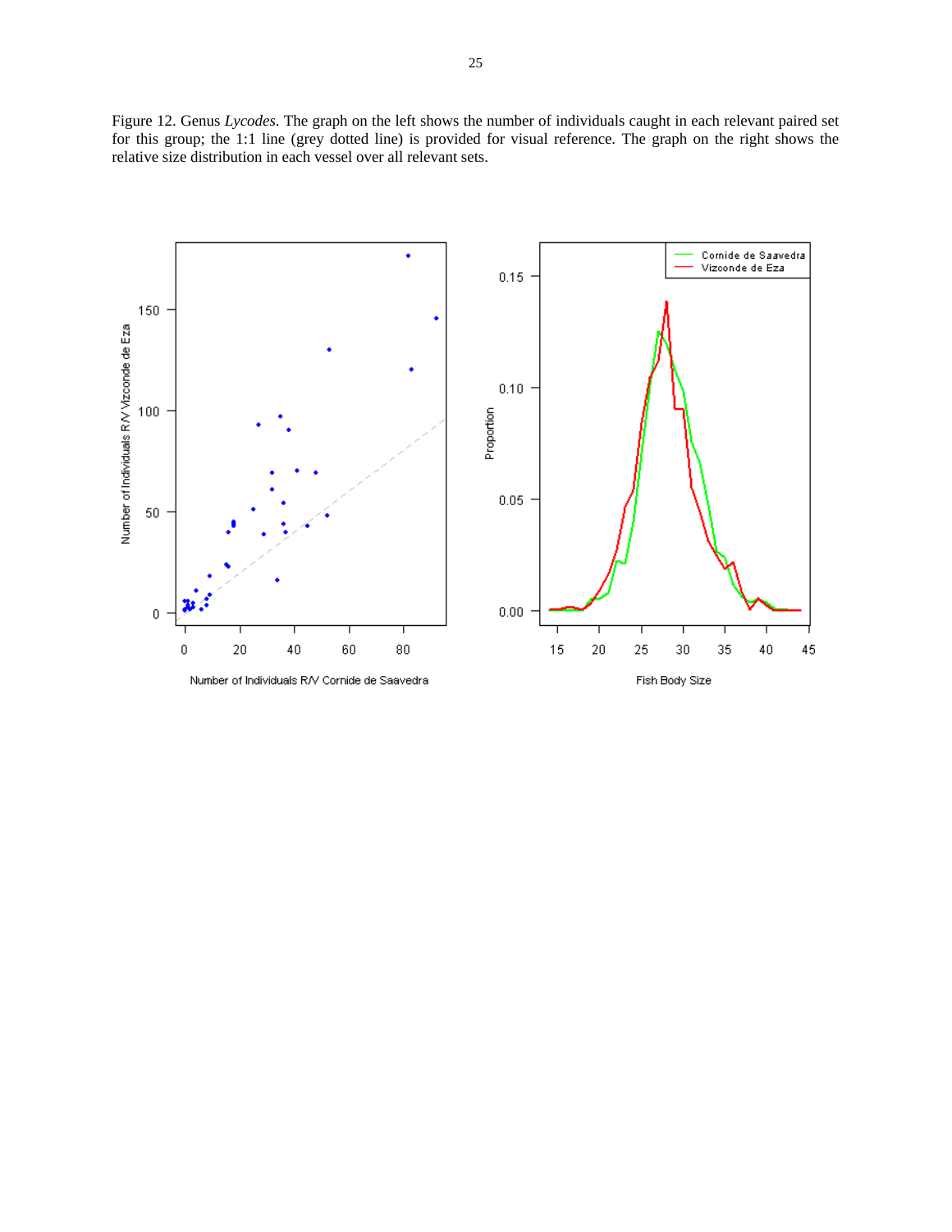Figure 12. Genus *Lycodes*. The graph on the left shows the number of individuals caught in each relevant paired set for this group; the 1:1 line (grey dotted line) is provided for visual reference. The graph on the right shows the relative size distribution in each vessel over all relevant sets.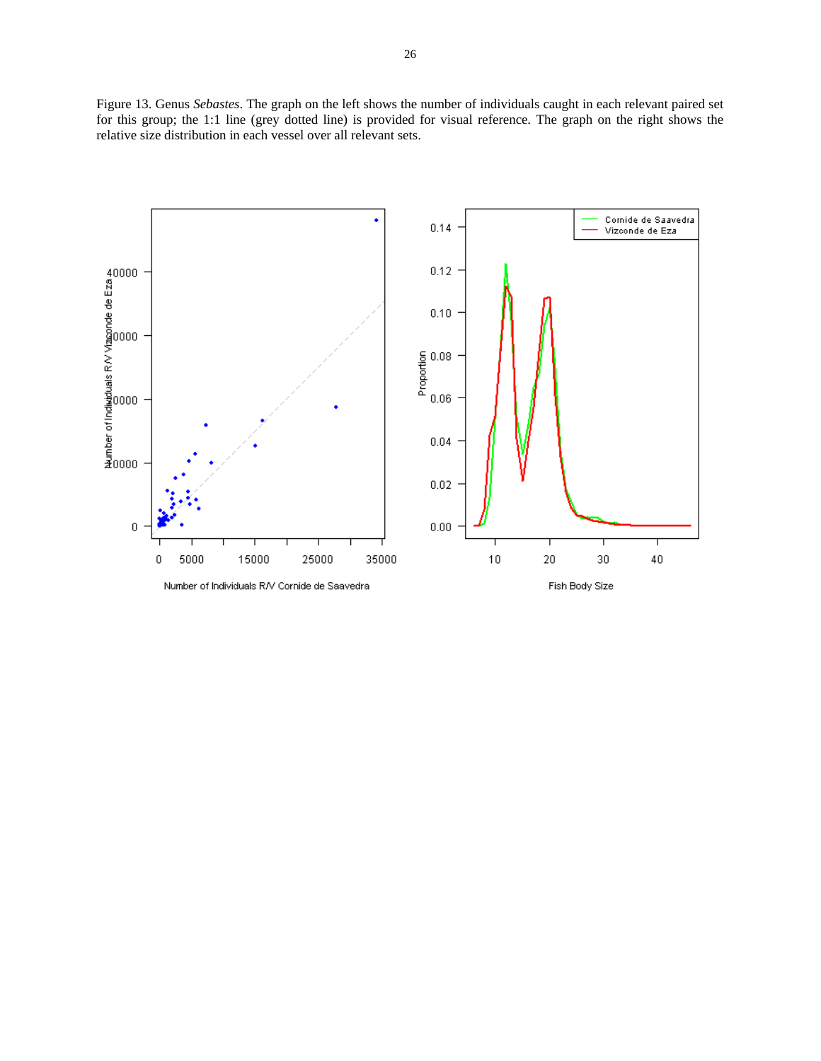Figure 13. Genus *Sebastes*. The graph on the left shows the number of individuals caught in each relevant paired set for this group; the 1:1 line (grey dotted line) is provided for visual reference. The graph on the right shows the relative size distribution in each vessel over all relevant sets.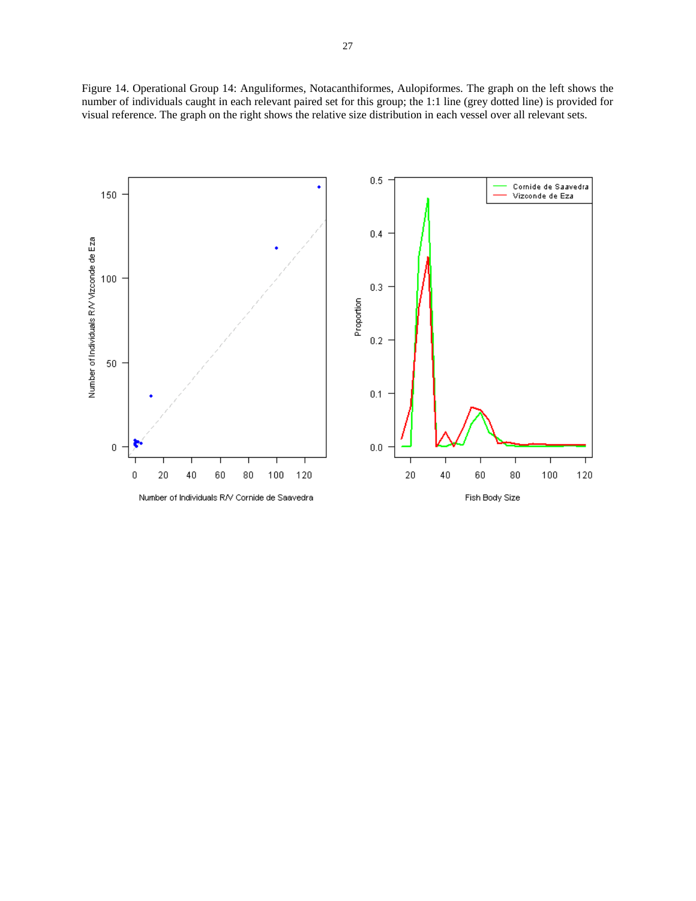Figure 14. Operational Group 14: Anguliformes, Notacanthiformes, Aulopiformes. The graph on the left shows the number of individuals caught in each relevant paired set for this group; the 1:1 line (grey dotted line) is provided for visual reference. The graph on the right shows the relative size distribution in each vessel over all relevant sets.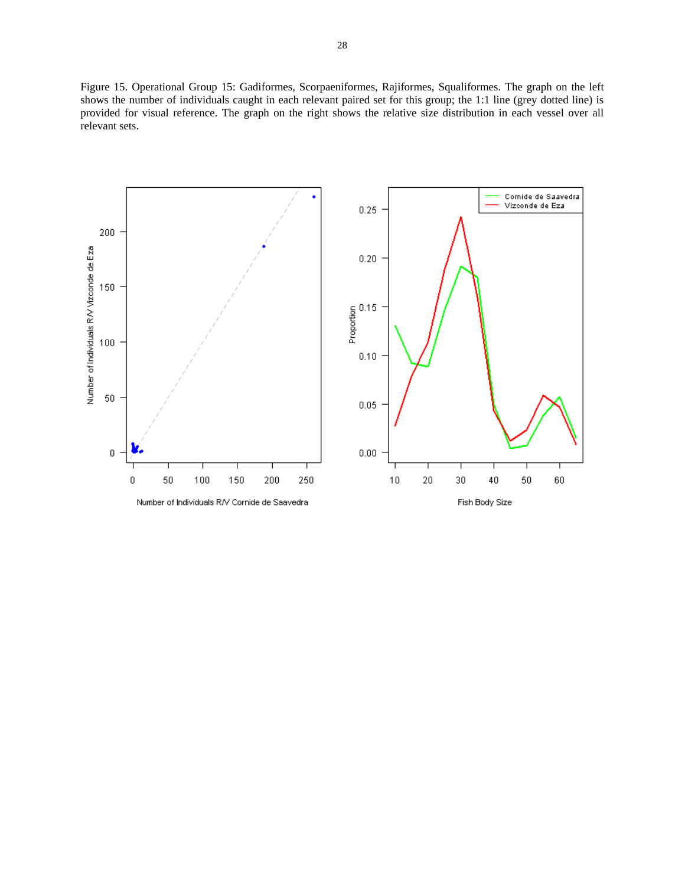Figure 15. Operational Group 15: Gadiformes, Scorpaeniformes, Rajiformes, Squaliformes. The graph on the left shows the number of individuals caught in each relevant paired set for this group; the 1:1 line (grey dotted line) is provided for visual reference. The graph on the right shows the relative size distribution in each vessel over all relevant sets.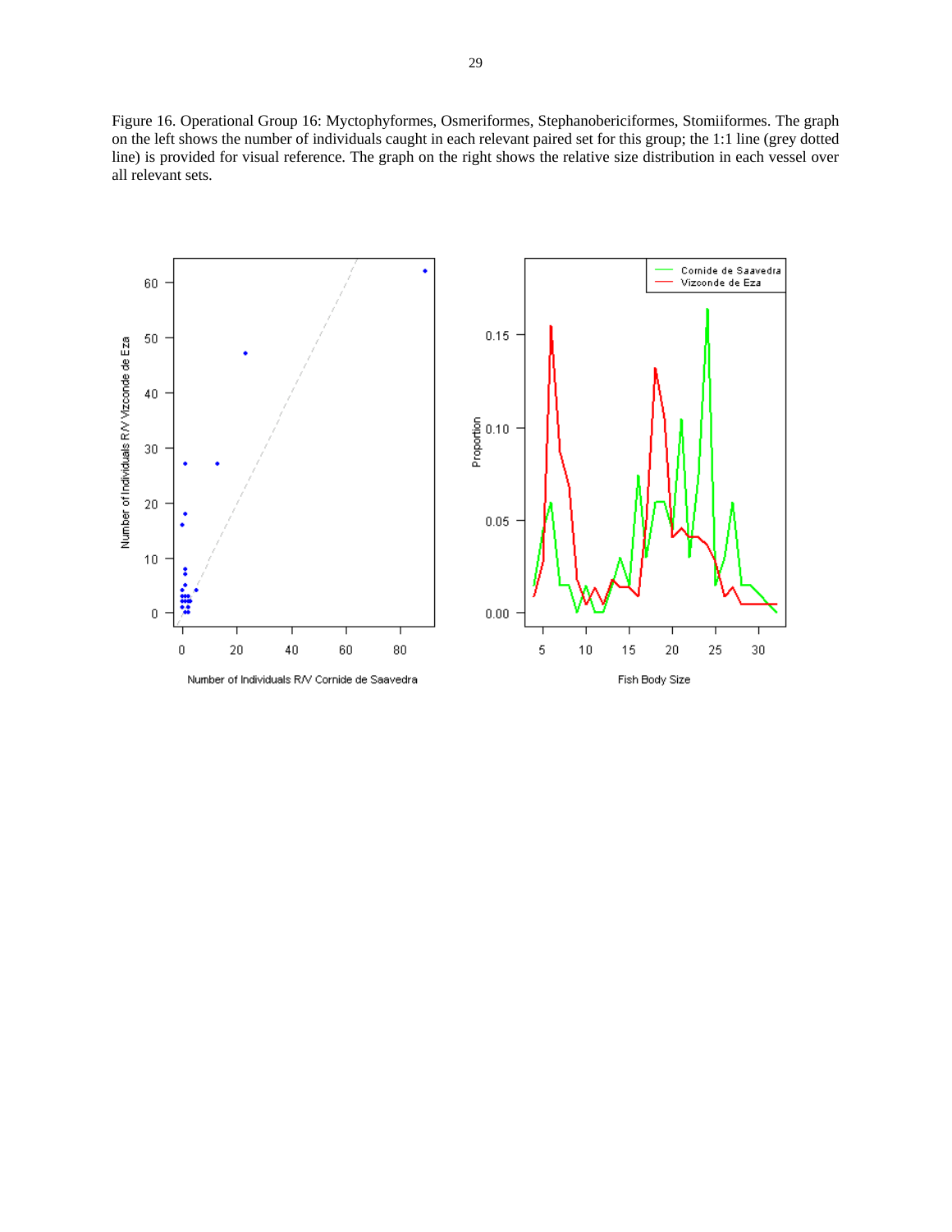Figure 16. Operational Group 16: Myctophyformes, Osmeriformes, Stephanobericiformes, Stomiiformes. The graph on the left shows the number of individuals caught in each relevant paired set for this group; the 1:1 line (grey dotted line) is provided for visual reference. The graph on the right shows the relative size distribution in each vessel over all relevant sets.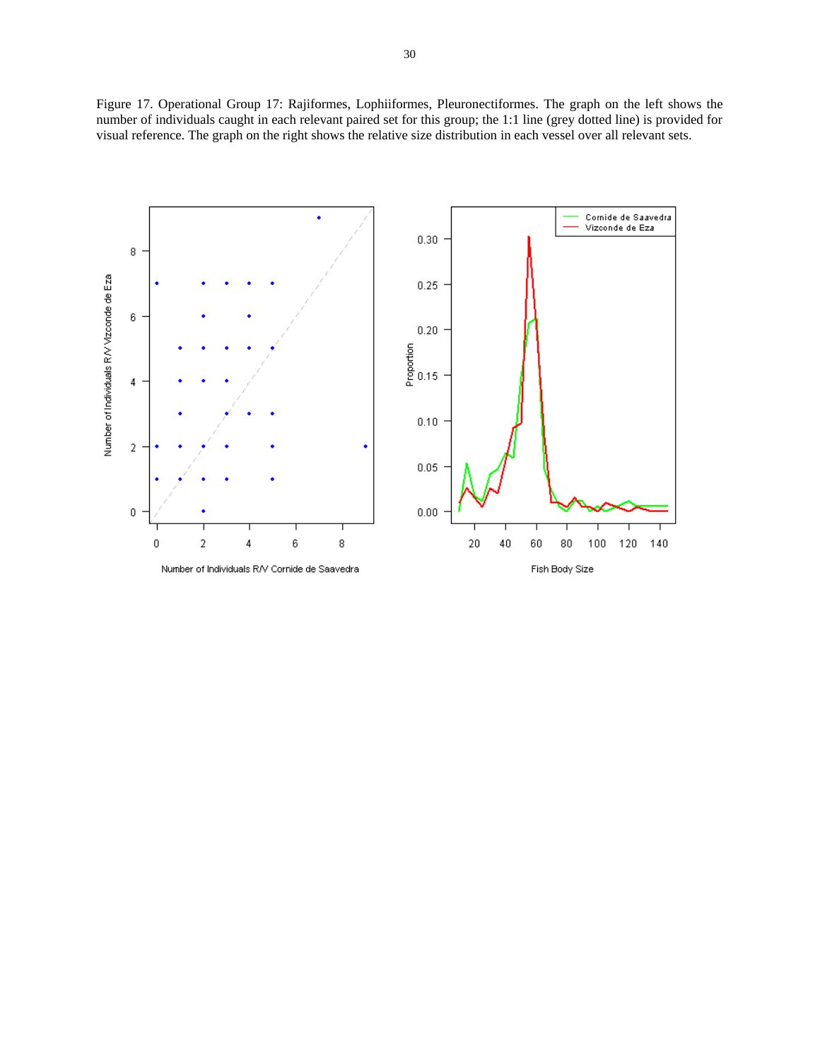Figure 17. Operational Group 17: Rajiformes, Lophiiformes, Pleuronectiformes. The graph on the left shows the number of individuals caught in each relevant paired set for this group; the 1:1 line (grey dotted line) is provided for visual reference. The graph on the right shows the relative size distribution in each vessel over all relevant sets.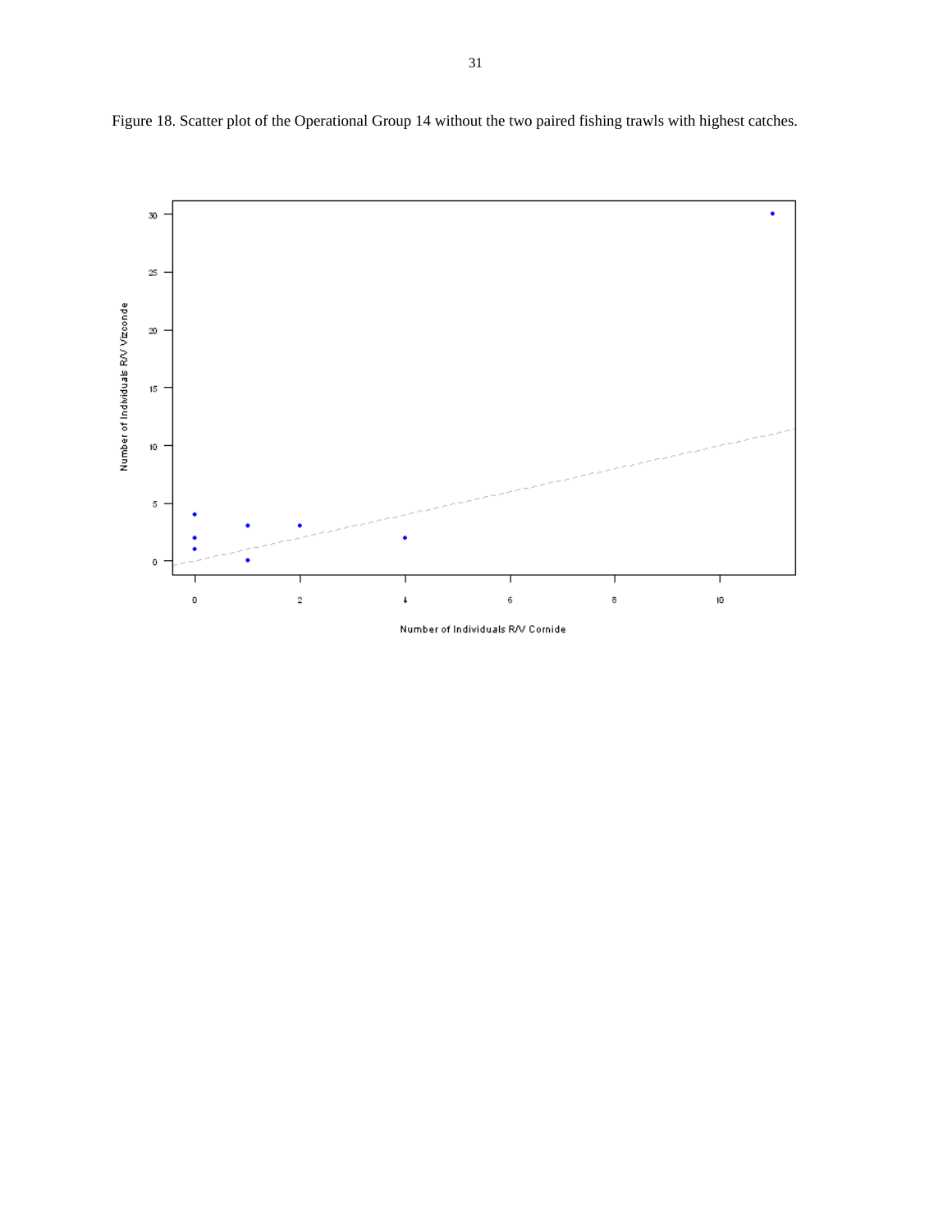Figure 18. Scatter plot of the Operational Group 14 without the two paired fishing trawls with highest catches.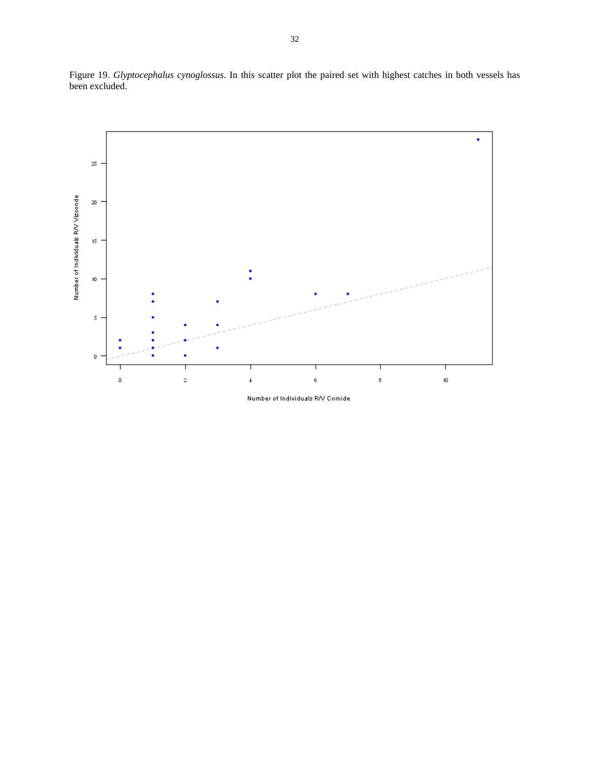Figure 19. *Glyptocephalus cynoglossus*. In this scatter plot the paired set with highest catches in both vessels has been excluded.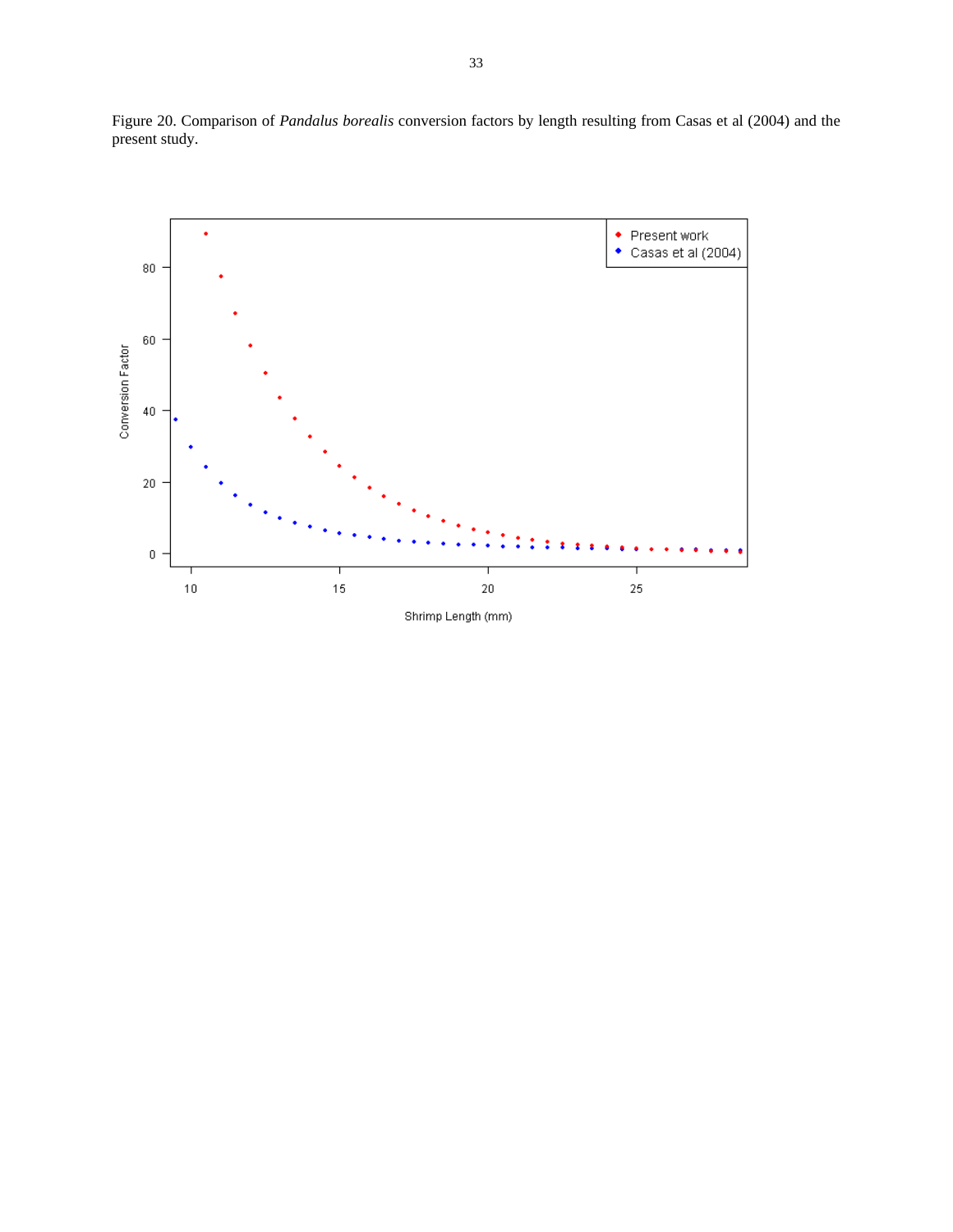Figure 20. Comparison of *Pandalus borealis* conversion factors by length resulting from Casas et al (2004) and the present study.

Present work
Casas et al (2004)

Conversion Factor

0
20
40
60
80

10
15
20
25

Shrimp Length (mm)